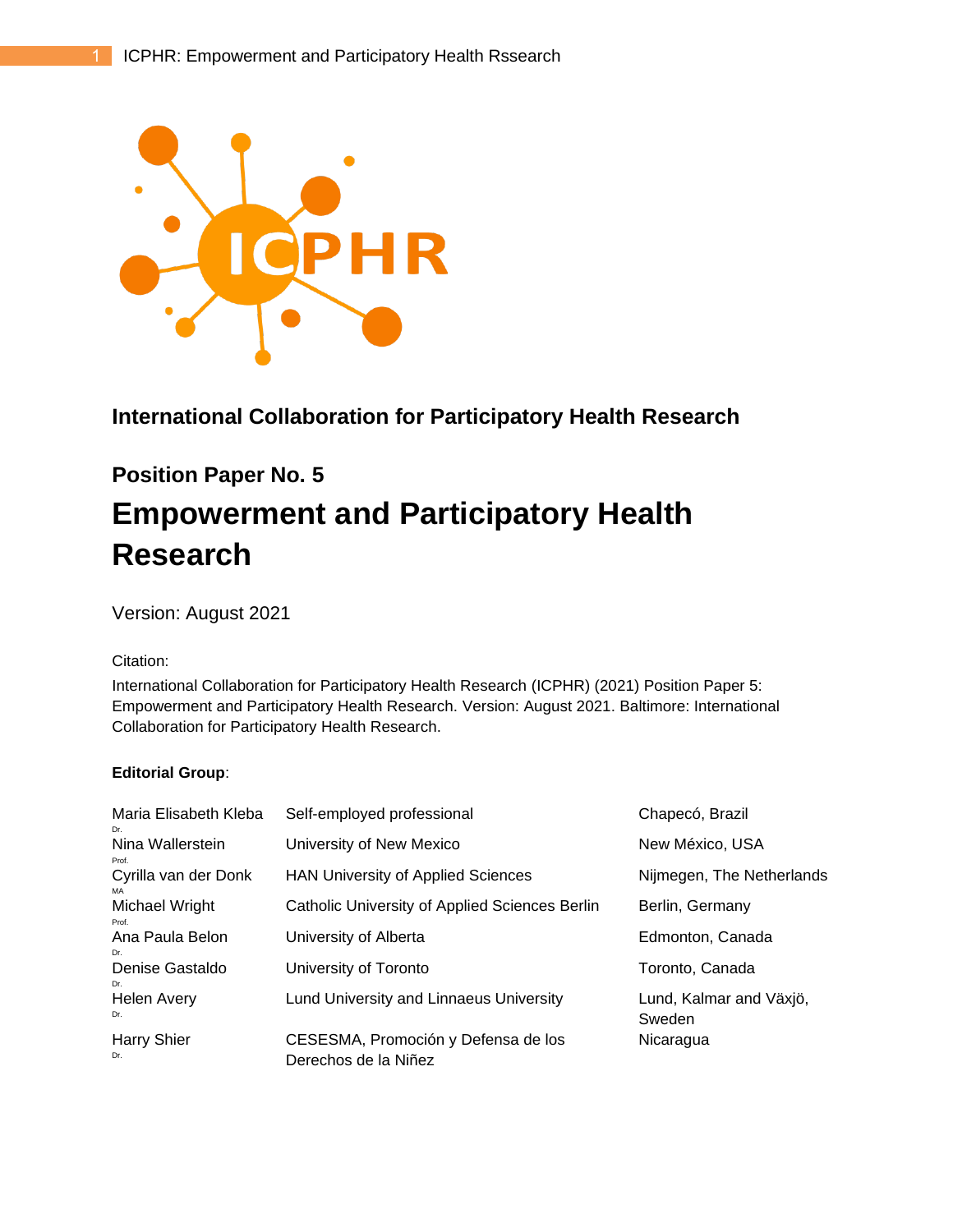**International Collaboration for Participatory Health Research**

## Position Paper No. 5

# Empowerment and Participatory Health Research

Version: August 2021

Citation:

International Collaboration for Participatory Health Research (ICPHR) (2021) Position Paper 5: Empowerment and Participatory Health Research. Version: August 2021. Baltimore: International Collaboration for Participatory Health Research.

**Editorial Group**:

| | | |
|---|---|---|
| Maria Elisabeth Kleba Dr. | Self-employed professional | Chapecó, Brazil |
| Nina Wallerstein Prof. | University of New Mexico | New México, USA |
| Cyrilla van der Donk MA | HAN University of Applied Sciences | Nijmegen, The Netherlands |
| Michael Wright Prof. | Catholic University of Applied Sciences Berlin | Berlin, Germany |
| Ana Paula Belon Dr. | University of Alberta | Edmonton, Canada |
| Denise Gastaldo Dr. | University of Toronto | Toronto, Canada |
| Helen Avery Dr. | Lund University and Linnaeus University | Lund, Kalmar and Växjö, Sweden |
| Harry Shier Dr. | CESESMA, Promoción y Defensa de los Derechos de la Niñez | Nicaragua |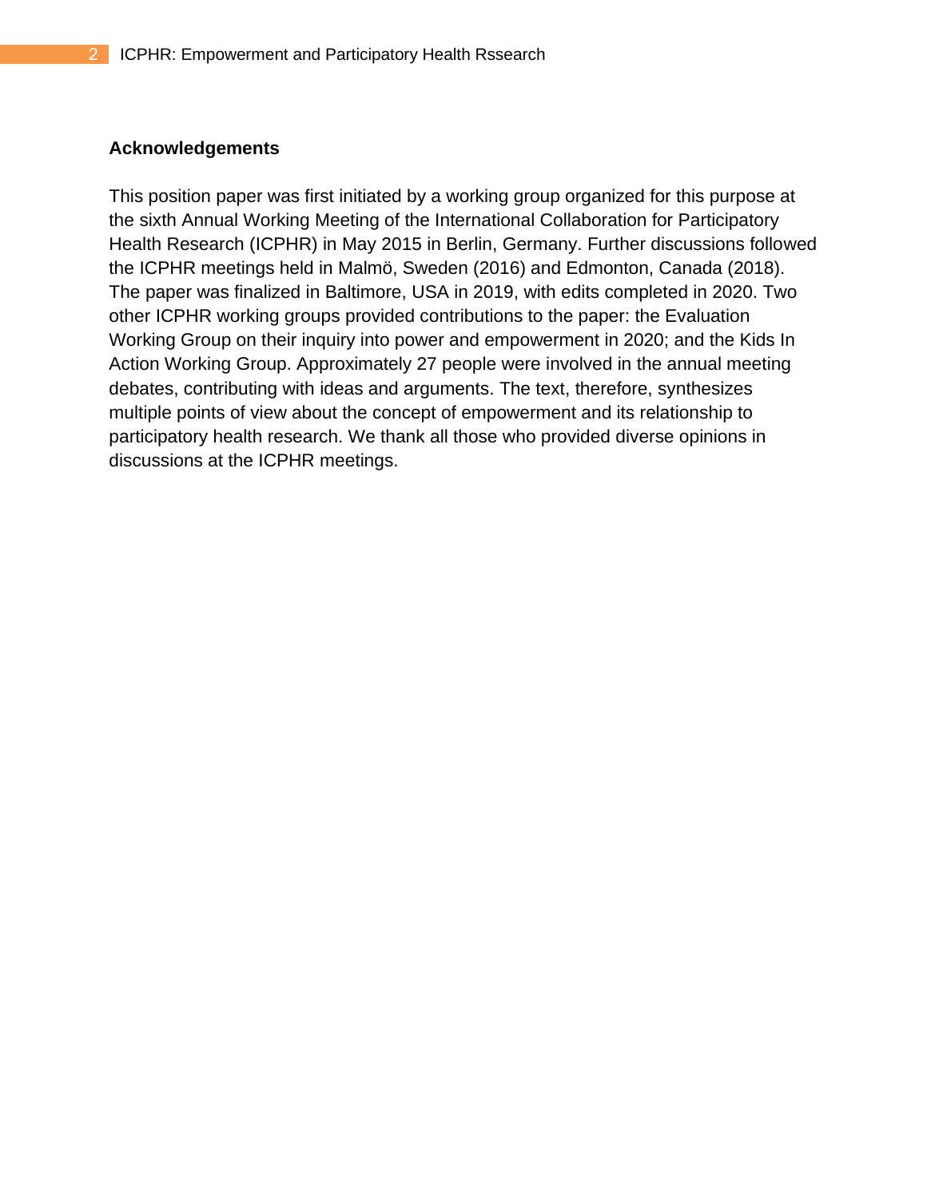## Acknowledgements

This position paper was first initiated by a working group organized for this purpose at the sixth Annual Working Meeting of the International Collaboration for Participatory Health Research (ICPHR) in May 2015 in Berlin, Germany. Further discussions followed the ICPHR meetings held in Malmö, Sweden (2016) and Edmonton, Canada (2018). The paper was finalized in Baltimore, USA in 2019, with edits completed in 2020. Two other ICPHR working groups provided contributions to the paper: the Evaluation Working Group on their inquiry into power and empowerment in 2020; and the Kids In Action Working Group. Approximately 27 people were involved in the annual meeting debates, contributing with ideas and arguments. The text, therefore, synthesizes multiple points of view about the concept of empowerment and its relationship to participatory health research. We thank all those who provided diverse opinions in discussions at the ICPHR meetings.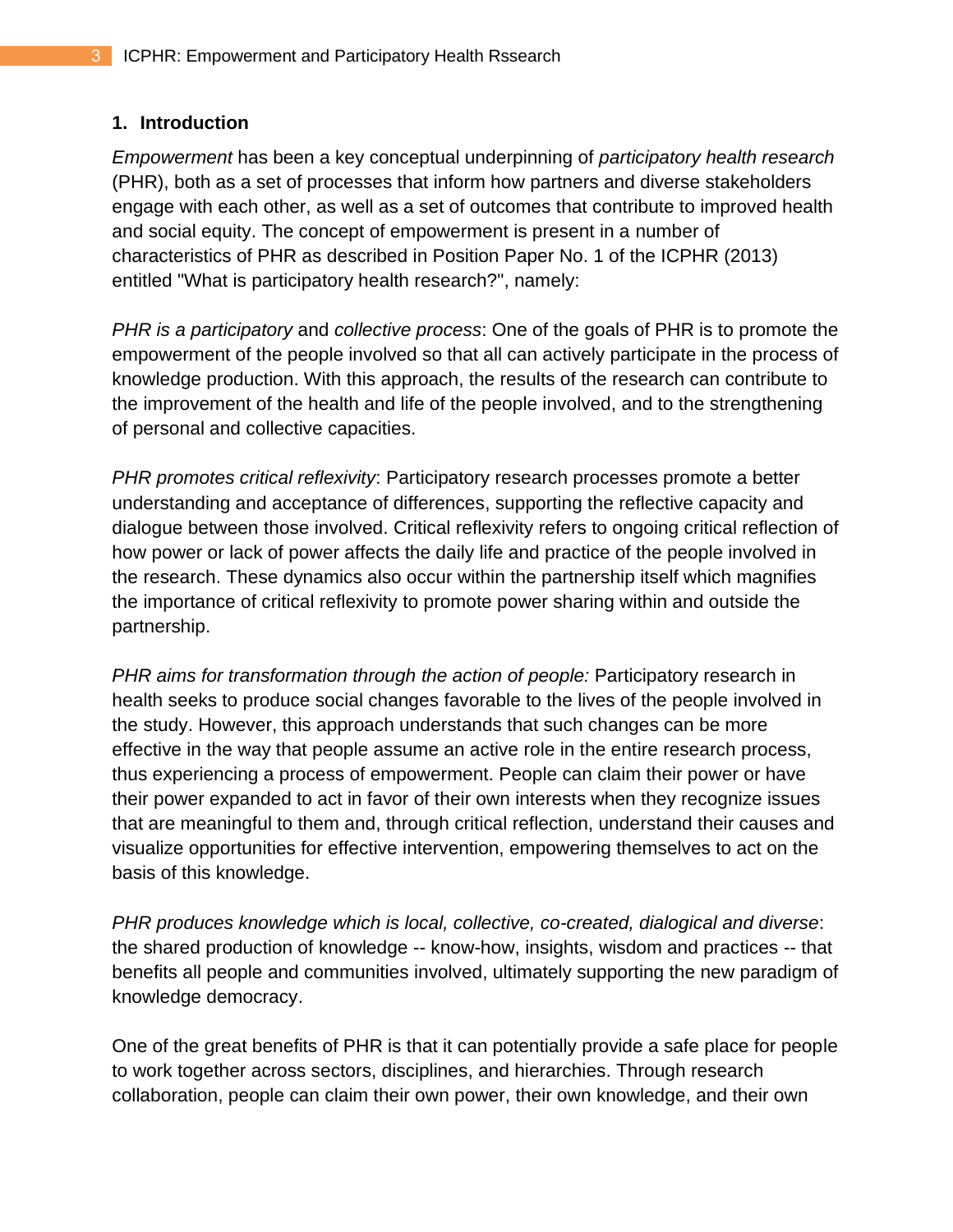## 1. Introduction

*Empowerment* has been a key conceptual underpinning of *participatory health research* (PHR), both as a set of processes that inform how partners and diverse stakeholders engage with each other, as well as a set of outcomes that contribute to improved health and social equity. The concept of empowerment is present in a number of characteristics of PHR as described in Position Paper No. 1 of the ICPHR (2013) entitled "What is participatory health research?", namely:

*PHR is a participatory* and *collective process*: One of the goals of PHR is to promote the empowerment of the people involved so that all can actively participate in the process of knowledge production. With this approach, the results of the research can contribute to the improvement of the health and life of the people involved, and to the strengthening of personal and collective capacities.

*PHR promotes critical reflexivity*: Participatory research processes promote a better understanding and acceptance of differences, supporting the reflective capacity and dialogue between those involved. Critical reflexivity refers to ongoing critical reflection of how power or lack of power affects the daily life and practice of the people involved in the research. These dynamics also occur within the partnership itself which magnifies the importance of critical reflexivity to promote power sharing within and outside the partnership.

*PHR aims for transformation through the action of people:* Participatory research in health seeks to produce social changes favorable to the lives of the people involved in the study. However, this approach understands that such changes can be more effective in the way that people assume an active role in the entire research process, thus experiencing a process of empowerment. People can claim their power or have their power expanded to act in favor of their own interests when they recognize issues that are meaningful to them and, through critical reflection, understand their causes and visualize opportunities for effective intervention, empowering themselves to act on the basis of this knowledge.

*PHR produces knowledge which is local, collective, co-created, dialogical and diverse*: the shared production of knowledge -- know-how, insights, wisdom and practices -- that benefits all people and communities involved, ultimately supporting the new paradigm of knowledge democracy.

One of the great benefits of PHR is that it can potentially provide a safe place for people to work together across sectors, disciplines, and hierarchies. Through research collaboration, people can claim their own power, their own knowledge, and their own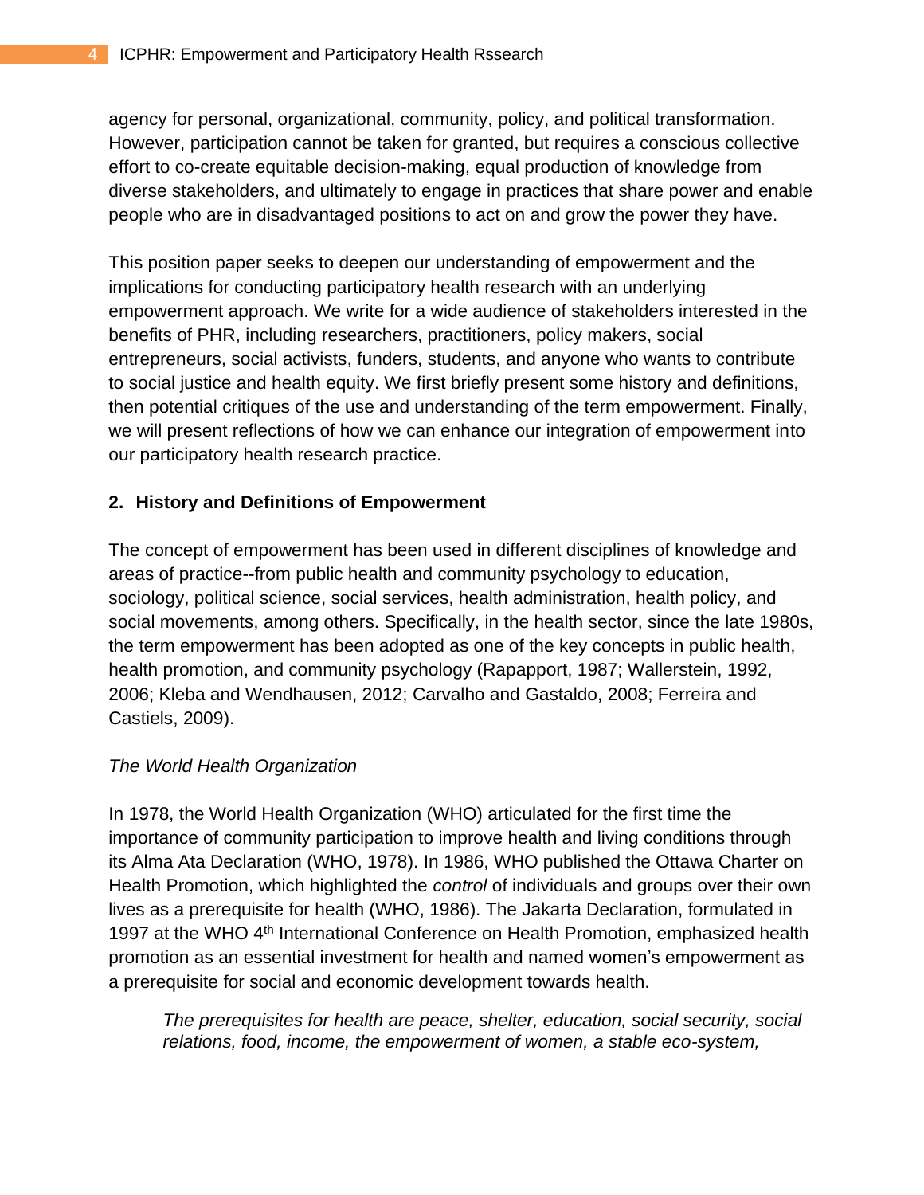agency for personal, organizational, community, policy, and political transformation. However, participation cannot be taken for granted, but requires a conscious collective effort to co-create equitable decision-making, equal production of knowledge from diverse stakeholders, and ultimately to engage in practices that share power and enable people who are in disadvantaged positions to act on and grow the power they have.

This position paper seeks to deepen our understanding of empowerment and the implications for conducting participatory health research with an underlying empowerment approach. We write for a wide audience of stakeholders interested in the benefits of PHR, including researchers, practitioners, policy makers, social entrepreneurs, social activists, funders, students, and anyone who wants to contribute to social justice and health equity. We first briefly present some history and definitions, then potential critiques of the use and understanding of the term empowerment. Finally, we will present reflections of how we can enhance our integration of empowerment into our participatory health research practice.

## 2. History and Definitions of Empowerment

The concept of empowerment has been used in different disciplines of knowledge and areas of practice--from public health and community psychology to education, sociology, political science, social services, health administration, health policy, and social movements, among others. Specifically, in the health sector, since the late 1980s, the term empowerment has been adopted as one of the key concepts in public health, health promotion, and community psychology (Rapapport, 1987; Wallerstein, 1992, 2006; Kleba and Wendhausen, 2012; Carvalho and Gastaldo, 2008; Ferreira and Castiels, 2009).

*The World Health Organization*

In 1978, the World Health Organization (WHO) articulated for the first time the importance of community participation to improve health and living conditions through its Alma Ata Declaration (WHO, 1978). In 1986, WHO published the Ottawa Charter on Health Promotion, which highlighted the *control* of individuals and groups over their own lives as a prerequisite for health (WHO, 1986). The Jakarta Declaration, formulated in 1997 at the WHO 4th International Conference on Health Promotion, emphasized health promotion as an essential investment for health and named women's empowerment as a prerequisite for social and economic development towards health.

> *The prerequisites for health are peace, shelter, education, social security, social relations, food, income, the empowerment of women, a stable eco-system,*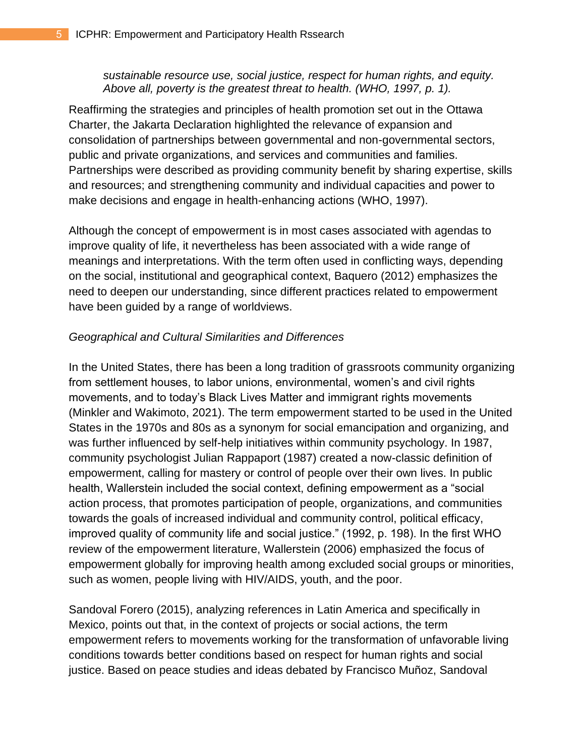*sustainable resource use, social justice, respect for human rights, and equity. Above all, poverty is the greatest threat to health. (WHO, 1997, p. 1).*

Reaffirming the strategies and principles of health promotion set out in the Ottawa Charter, the Jakarta Declaration highlighted the relevance of expansion and consolidation of partnerships between governmental and non-governmental sectors, public and private organizations, and services and communities and families. Partnerships were described as providing community benefit by sharing expertise, skills and resources; and strengthening community and individual capacities and power to make decisions and engage in health-enhancing actions (WHO, 1997).

Although the concept of empowerment is in most cases associated with agendas to improve quality of life, it nevertheless has been associated with a wide range of meanings and interpretations. With the term often used in conflicting ways, depending on the social, institutional and geographical context, Baquero (2012) emphasizes the need to deepen our understanding, since different practices related to empowerment have been guided by a range of worldviews.

*Geographical and Cultural Similarities and Differences*

In the United States, there has been a long tradition of grassroots community organizing from settlement houses, to labor unions, environmental, women's and civil rights movements, and to today's Black Lives Matter and immigrant rights movements (Minkler and Wakimoto, 2021). The term empowerment started to be used in the United States in the 1970s and 80s as a synonym for social emancipation and organizing, and was further influenced by self-help initiatives within community psychology. In 1987, community psychologist Julian Rappaport (1987) created a now-classic definition of empowerment, calling for mastery or control of people over their own lives. In public health, Wallerstein included the social context, defining empowerment as a "social action process, that promotes participation of people, organizations, and communities towards the goals of increased individual and community control, political efficacy, improved quality of community life and social justice." (1992, p. 198). In the first WHO review of the empowerment literature, Wallerstein (2006) emphasized the focus of empowerment globally for improving health among excluded social groups or minorities, such as women, people living with HIV/AIDS, youth, and the poor.

Sandoval Forero (2015), analyzing references in Latin America and specifically in Mexico, points out that, in the context of projects or social actions, the term empowerment refers to movements working for the transformation of unfavorable living conditions towards better conditions based on respect for human rights and social justice. Based on peace studies and ideas debated by Francisco Muñoz, Sandoval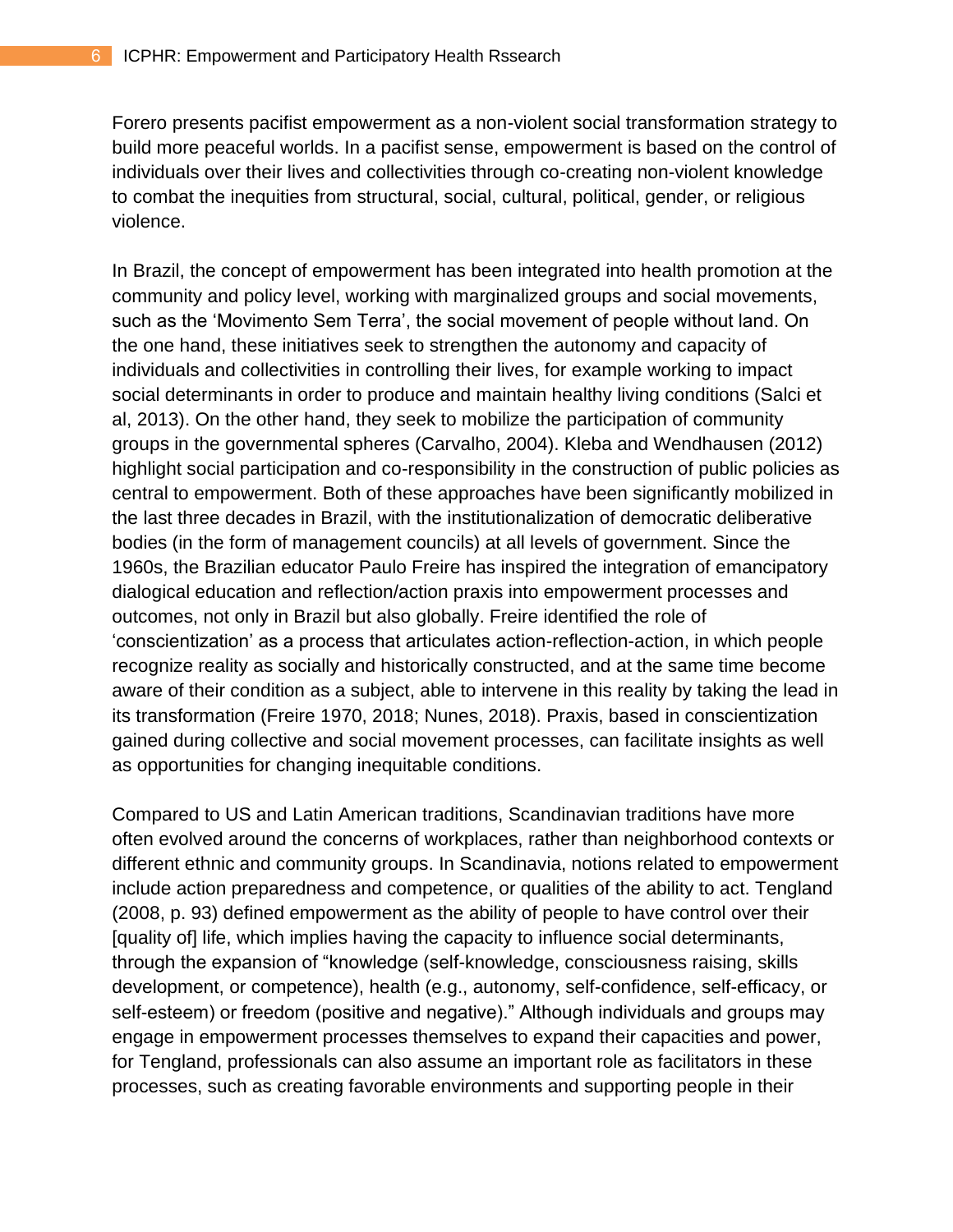Forero presents pacifist empowerment as a non-violent social transformation strategy to build more peaceful worlds. In a pacifist sense, empowerment is based on the control of individuals over their lives and collectivities through co-creating non-violent knowledge to combat the inequities from structural, social, cultural, political, gender, or religious violence.

In Brazil, the concept of empowerment has been integrated into health promotion at the community and policy level, working with marginalized groups and social movements, such as the 'Movimento Sem Terra', the social movement of people without land. On the one hand, these initiatives seek to strengthen the autonomy and capacity of individuals and collectivities in controlling their lives, for example working to impact social determinants in order to produce and maintain healthy living conditions (Salci et al, 2013). On the other hand, they seek to mobilize the participation of community groups in the governmental spheres (Carvalho, 2004). Kleba and Wendhausen (2012) highlight social participation and co-responsibility in the construction of public policies as central to empowerment. Both of these approaches have been significantly mobilized in the last three decades in Brazil, with the institutionalization of democratic deliberative bodies (in the form of management councils) at all levels of government. Since the 1960s, the Brazilian educator Paulo Freire has inspired the integration of emancipatory dialogical education and reflection/action praxis into empowerment processes and outcomes, not only in Brazil but also globally. Freire identified the role of 'conscientization' as a process that articulates action-reflection-action, in which people recognize reality as socially and historically constructed, and at the same time become aware of their condition as a subject, able to intervene in this reality by taking the lead in its transformation (Freire 1970, 2018; Nunes, 2018). Praxis, based in conscientization gained during collective and social movement processes, can facilitate insights as well as opportunities for changing inequitable conditions.

Compared to US and Latin American traditions, Scandinavian traditions have more often evolved around the concerns of workplaces, rather than neighborhood contexts or different ethnic and community groups. In Scandinavia, notions related to empowerment include action preparedness and competence, or qualities of the ability to act. Tengland (2008, p. 93) defined empowerment as the ability of people to have control over their [quality of] life, which implies having the capacity to influence social determinants, through the expansion of "knowledge (self-knowledge, consciousness raising, skills development, or competence), health (e.g., autonomy, self-confidence, self-efficacy, or self-esteem) or freedom (positive and negative)." Although individuals and groups may engage in empowerment processes themselves to expand their capacities and power, for Tengland, professionals can also assume an important role as facilitators in these processes, such as creating favorable environments and supporting people in their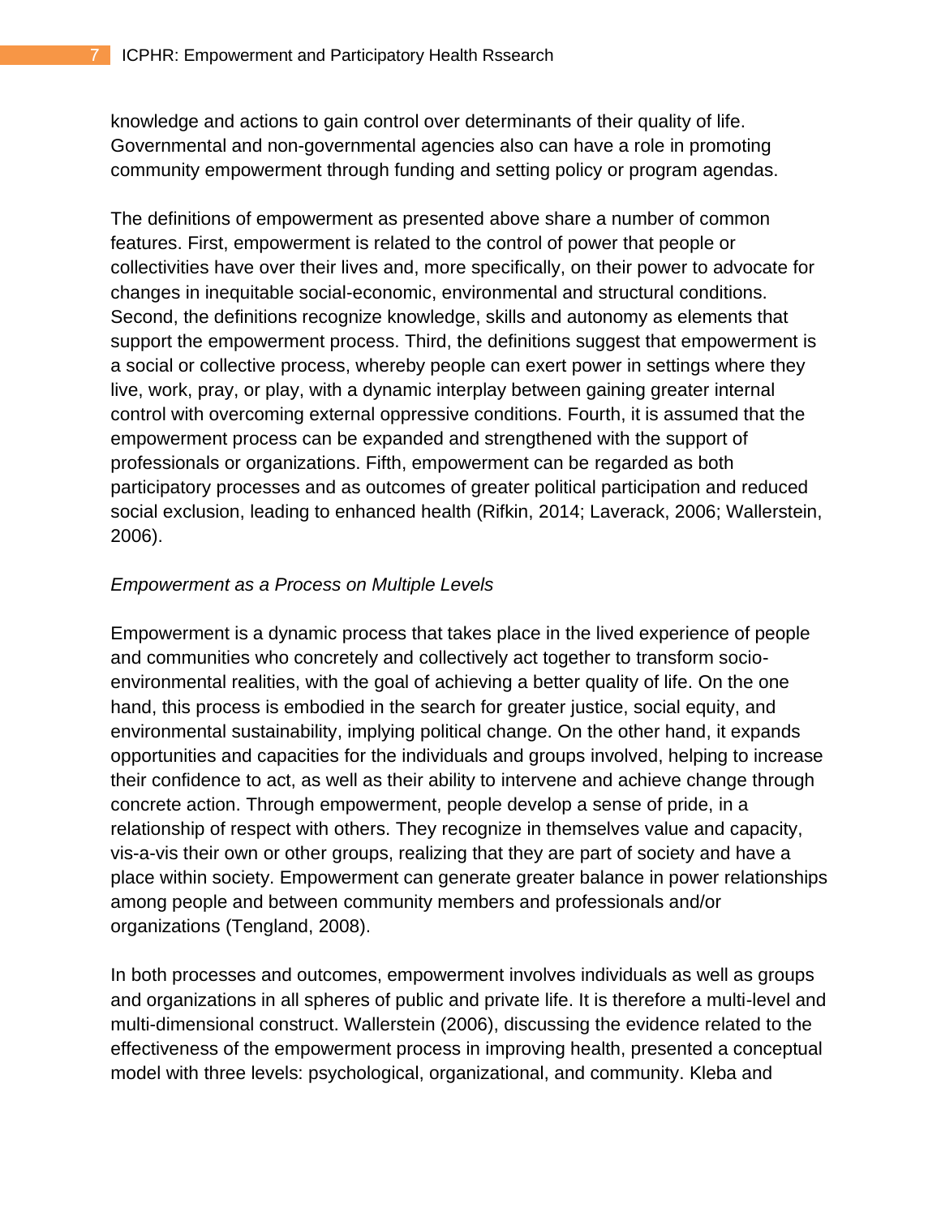knowledge and actions to gain control over determinants of their quality of life. Governmental and non-governmental agencies also can have a role in promoting community empowerment through funding and setting policy or program agendas.

The definitions of empowerment as presented above share a number of common features. First, empowerment is related to the control of power that people or collectivities have over their lives and, more specifically, on their power to advocate for changes in inequitable social-economic, environmental and structural conditions. Second, the definitions recognize knowledge, skills and autonomy as elements that support the empowerment process. Third, the definitions suggest that empowerment is a social or collective process, whereby people can exert power in settings where they live, work, pray, or play, with a dynamic interplay between gaining greater internal control with overcoming external oppressive conditions. Fourth, it is assumed that the empowerment process can be expanded and strengthened with the support of professionals or organizations. Fifth, empowerment can be regarded as both participatory processes and as outcomes of greater political participation and reduced social exclusion, leading to enhanced health (Rifkin, 2014; Laverack, 2006; Wallerstein, 2006).

*Empowerment as a Process on Multiple Levels*

Empowerment is a dynamic process that takes place in the lived experience of people and communities who concretely and collectively act together to transform socio-environmental realities, with the goal of achieving a better quality of life. On the one hand, this process is embodied in the search for greater justice, social equity, and environmental sustainability, implying political change. On the other hand, it expands opportunities and capacities for the individuals and groups involved, helping to increase their confidence to act, as well as their ability to intervene and achieve change through concrete action. Through empowerment, people develop a sense of pride, in a relationship of respect with others. They recognize in themselves value and capacity, vis-a-vis their own or other groups, realizing that they are part of society and have a place within society. Empowerment can generate greater balance in power relationships among people and between community members and professionals and/or organizations (Tengland, 2008).

In both processes and outcomes, empowerment involves individuals as well as groups and organizations in all spheres of public and private life. It is therefore a multi-level and multi-dimensional construct. Wallerstein (2006), discussing the evidence related to the effectiveness of the empowerment process in improving health, presented a conceptual model with three levels: psychological, organizational, and community. Kleba and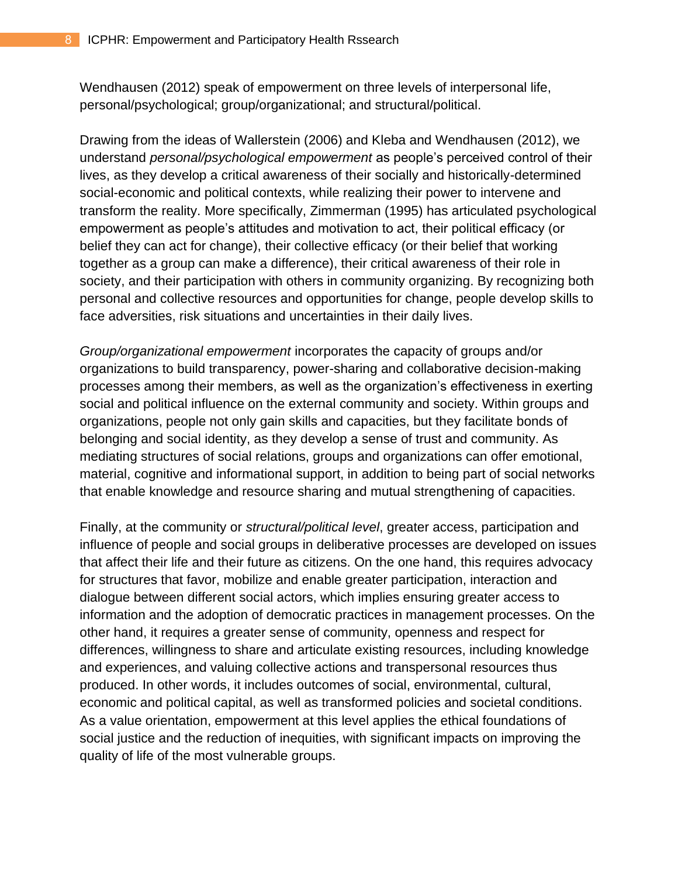Wendhausen (2012) speak of empowerment on three levels of interpersonal life, personal/psychological; group/organizational; and structural/political.

Drawing from the ideas of Wallerstein (2006) and Kleba and Wendhausen (2012), we understand *personal/psychological empowerment* as people's perceived control of their lives, as they develop a critical awareness of their socially and historically-determined social-economic and political contexts, while realizing their power to intervene and transform the reality. More specifically, Zimmerman (1995) has articulated psychological empowerment as people's attitudes and motivation to act, their political efficacy (or belief they can act for change), their collective efficacy (or their belief that working together as a group can make a difference), their critical awareness of their role in society, and their participation with others in community organizing. By recognizing both personal and collective resources and opportunities for change, people develop skills to face adversities, risk situations and uncertainties in their daily lives.

*Group/organizational empowerment* incorporates the capacity of groups and/or organizations to build transparency, power-sharing and collaborative decision-making processes among their members, as well as the organization's effectiveness in exerting social and political influence on the external community and society. Within groups and organizations, people not only gain skills and capacities, but they facilitate bonds of belonging and social identity, as they develop a sense of trust and community. As mediating structures of social relations, groups and organizations can offer emotional, material, cognitive and informational support, in addition to being part of social networks that enable knowledge and resource sharing and mutual strengthening of capacities.

Finally, at the community or *structural/political level*, greater access, participation and influence of people and social groups in deliberative processes are developed on issues that affect their life and their future as citizens. On the one hand, this requires advocacy for structures that favor, mobilize and enable greater participation, interaction and dialogue between different social actors, which implies ensuring greater access to information and the adoption of democratic practices in management processes. On the other hand, it requires a greater sense of community, openness and respect for differences, willingness to share and articulate existing resources, including knowledge and experiences, and valuing collective actions and transpersonal resources thus produced. In other words, it includes outcomes of social, environmental, cultural, economic and political capital, as well as transformed policies and societal conditions. As a value orientation, empowerment at this level applies the ethical foundations of social justice and the reduction of inequities, with significant impacts on improving the quality of life of the most vulnerable groups.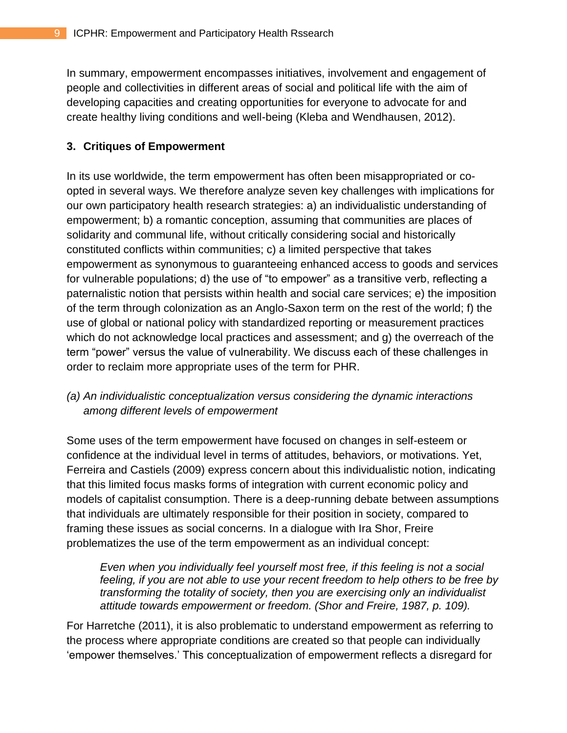In summary, empowerment encompasses initiatives, involvement and engagement of people and collectivities in different areas of social and political life with the aim of developing capacities and creating opportunities for everyone to advocate for and create healthy living conditions and well-being (Kleba and Wendhausen, 2012).

## 3. Critiques of Empowerment

In its use worldwide, the term empowerment has often been misappropriated or co-opted in several ways. We therefore analyze seven key challenges with implications for our own participatory health research strategies: a) an individualistic understanding of empowerment; b) a romantic conception, assuming that communities are places of solidarity and communal life, without critically considering social and historically constituted conflicts within communities; c) a limited perspective that takes empowerment as synonymous to guaranteeing enhanced access to goods and services for vulnerable populations; d) the use of "to empower" as a transitive verb, reflecting a paternalistic notion that persists within health and social care services; e) the imposition of the term through colonization as an Anglo-Saxon term on the rest of the world; f) the use of global or national policy with standardized reporting or measurement practices which do not acknowledge local practices and assessment; and g) the overreach of the term "power" versus the value of vulnerability. We discuss each of these challenges in order to reclaim more appropriate uses of the term for PHR.

### *(a) An individualistic conceptualization versus considering the dynamic interactions among different levels of empowerment*

Some uses of the term empowerment have focused on changes in self-esteem or confidence at the individual level in terms of attitudes, behaviors, or motivations. Yet, Ferreira and Castiels (2009) express concern about this individualistic notion, indicating that this limited focus masks forms of integration with current economic policy and models of capitalist consumption. There is a deep-running debate between assumptions that individuals are ultimately responsible for their position in society, compared to framing these issues as social concerns. In a dialogue with Ira Shor, Freire problematizes the use of the term empowerment as an individual concept:

> *Even when you individually feel yourself most free, if this feeling is not a social feeling, if you are not able to use your recent freedom to help others to be free by transforming the totality of society, then you are exercising only an individualist attitude towards empowerment or freedom. (Shor and Freire, 1987, p. 109).*

For Harretche (2011), it is also problematic to understand empowerment as referring to the process where appropriate conditions are created so that people can individually 'empower themselves.' This conceptualization of empowerment reflects a disregard for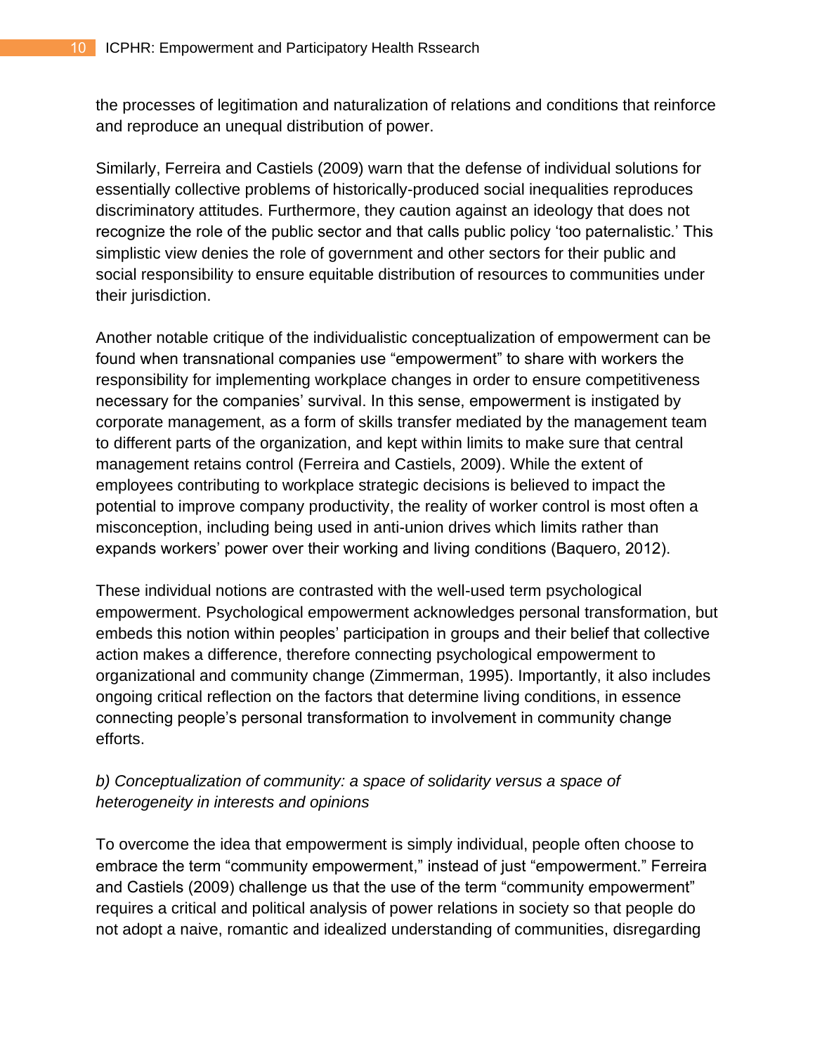the processes of legitimation and naturalization of relations and conditions that reinforce and reproduce an unequal distribution of power.

Similarly, Ferreira and Castiels (2009) warn that the defense of individual solutions for essentially collective problems of historically-produced social inequalities reproduces discriminatory attitudes. Furthermore, they caution against an ideology that does not recognize the role of the public sector and that calls public policy 'too paternalistic.' This simplistic view denies the role of government and other sectors for their public and social responsibility to ensure equitable distribution of resources to communities under their jurisdiction.

Another notable critique of the individualistic conceptualization of empowerment can be found when transnational companies use "empowerment" to share with workers the responsibility for implementing workplace changes in order to ensure competitiveness necessary for the companies' survival. In this sense, empowerment is instigated by corporate management, as a form of skills transfer mediated by the management team to different parts of the organization, and kept within limits to make sure that central management retains control (Ferreira and Castiels, 2009). While the extent of employees contributing to workplace strategic decisions is believed to impact the potential to improve company productivity, the reality of worker control is most often a misconception, including being used in anti-union drives which limits rather than expands workers' power over their working and living conditions (Baquero, 2012).

These individual notions are contrasted with the well-used term psychological empowerment. Psychological empowerment acknowledges personal transformation, but embeds this notion within peoples' participation in groups and their belief that collective action makes a difference, therefore connecting psychological empowerment to organizational and community change (Zimmerman, 1995). Importantly, it also includes ongoing critical reflection on the factors that determine living conditions, in essence connecting people's personal transformation to involvement in community change efforts.

*b) Conceptualization of community: a space of solidarity versus a space of heterogeneity in interests and opinions*

To overcome the idea that empowerment is simply individual, people often choose to embrace the term "community empowerment," instead of just "empowerment." Ferreira and Castiels (2009) challenge us that the use of the term "community empowerment" requires a critical and political analysis of power relations in society so that people do not adopt a naive, romantic and idealized understanding of communities, disregarding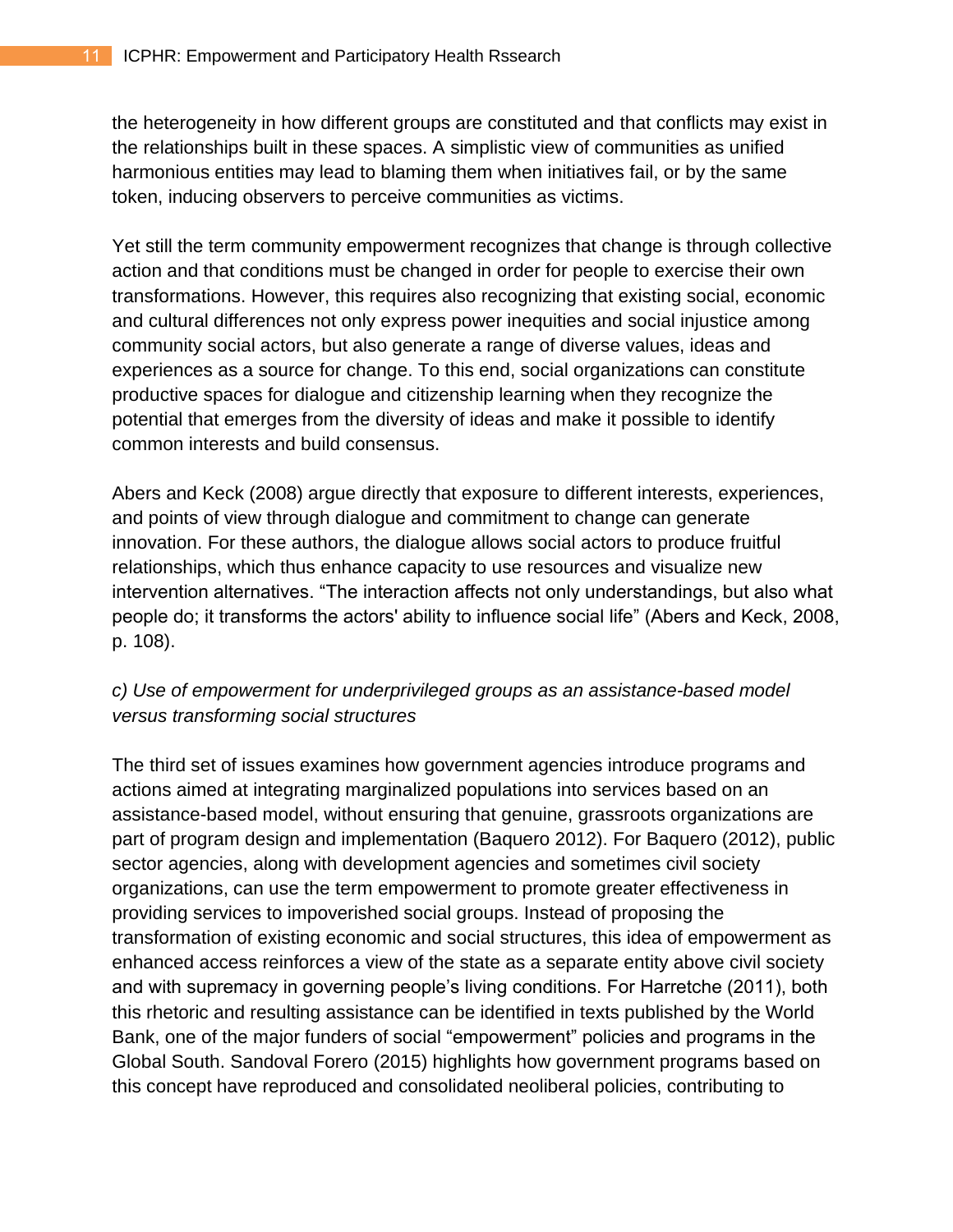the heterogeneity in how different groups are constituted and that conflicts may exist in the relationships built in these spaces. A simplistic view of communities as unified harmonious entities may lead to blaming them when initiatives fail, or by the same token, inducing observers to perceive communities as victims.

Yet still the term community empowerment recognizes that change is through collective action and that conditions must be changed in order for people to exercise their own transformations. However, this requires also recognizing that existing social, economic and cultural differences not only express power inequities and social injustice among community social actors, but also generate a range of diverse values, ideas and experiences as a source for change. To this end, social organizations can constitute productive spaces for dialogue and citizenship learning when they recognize the potential that emerges from the diversity of ideas and make it possible to identify common interests and build consensus.

Abers and Keck (2008) argue directly that exposure to different interests, experiences, and points of view through dialogue and commitment to change can generate innovation. For these authors, the dialogue allows social actors to produce fruitful relationships, which thus enhance capacity to use resources and visualize new intervention alternatives. "The interaction affects not only understandings, but also what people do; it transforms the actors' ability to influence social life" (Abers and Keck, 2008, p. 108).

*c) Use of empowerment for underprivileged groups as an assistance-based model versus transforming social structures*

The third set of issues examines how government agencies introduce programs and actions aimed at integrating marginalized populations into services based on an assistance-based model, without ensuring that genuine, grassroots organizations are part of program design and implementation (Baquero 2012). For Baquero (2012), public sector agencies, along with development agencies and sometimes civil society organizations, can use the term empowerment to promote greater effectiveness in providing services to impoverished social groups. Instead of proposing the transformation of existing economic and social structures, this idea of empowerment as enhanced access reinforces a view of the state as a separate entity above civil society and with supremacy in governing people's living conditions. For Harretche (2011), both this rhetoric and resulting assistance can be identified in texts published by the World Bank, one of the major funders of social "empowerment" policies and programs in the Global South. Sandoval Forero (2015) highlights how government programs based on this concept have reproduced and consolidated neoliberal policies, contributing to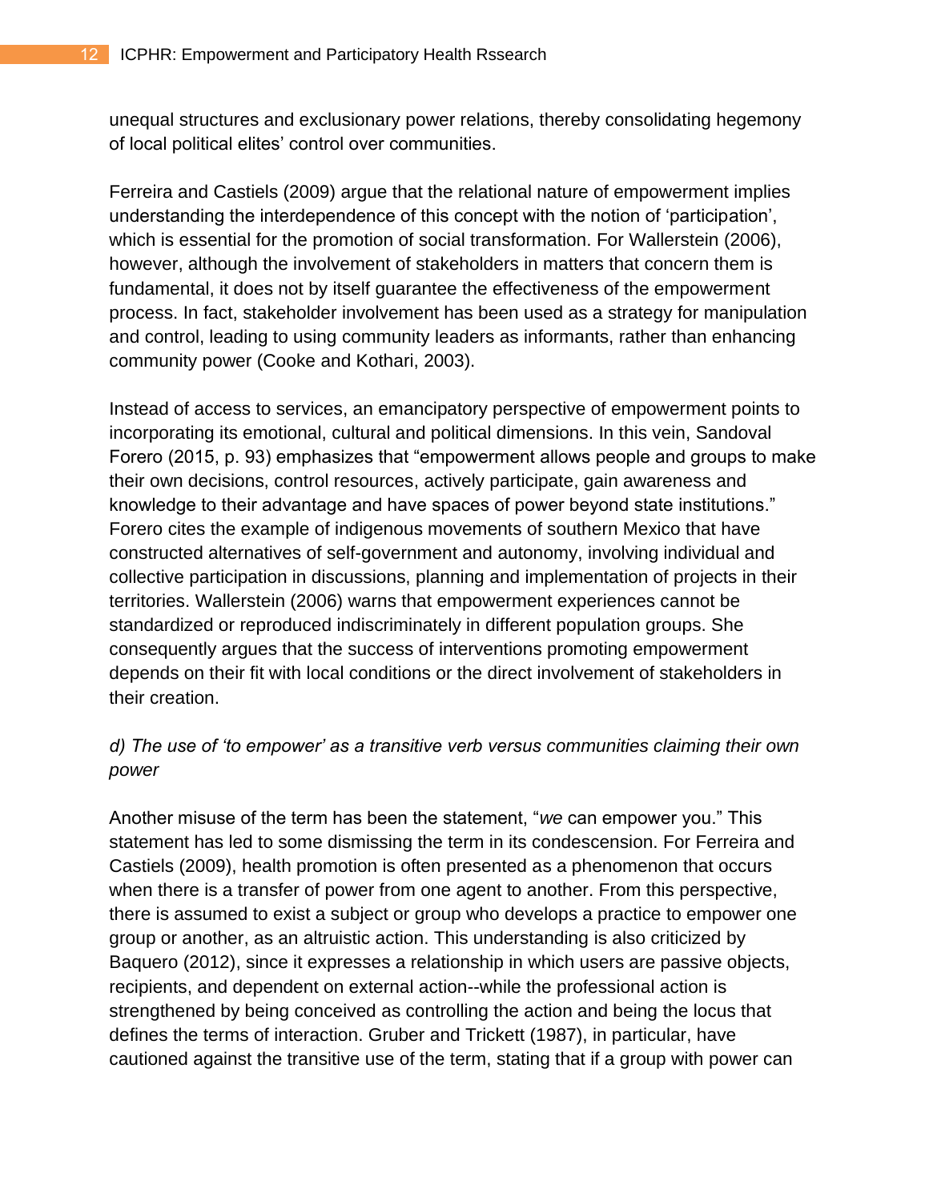unequal structures and exclusionary power relations, thereby consolidating hegemony of local political elites' control over communities.

Ferreira and Castiels (2009) argue that the relational nature of empowerment implies understanding the interdependence of this concept with the notion of 'participation', which is essential for the promotion of social transformation. For Wallerstein (2006), however, although the involvement of stakeholders in matters that concern them is fundamental, it does not by itself guarantee the effectiveness of the empowerment process. In fact, stakeholder involvement has been used as a strategy for manipulation and control, leading to using community leaders as informants, rather than enhancing community power (Cooke and Kothari, 2003).

Instead of access to services, an emancipatory perspective of empowerment points to incorporating its emotional, cultural and political dimensions. In this vein, Sandoval Forero (2015, p. 93) emphasizes that "empowerment allows people and groups to make their own decisions, control resources, actively participate, gain awareness and knowledge to their advantage and have spaces of power beyond state institutions." Forero cites the example of indigenous movements of southern Mexico that have constructed alternatives of self-government and autonomy, involving individual and collective participation in discussions, planning and implementation of projects in their territories. Wallerstein (2006) warns that empowerment experiences cannot be standardized or reproduced indiscriminately in different population groups. She consequently argues that the success of interventions promoting empowerment depends on their fit with local conditions or the direct involvement of stakeholders in their creation.

*d) The use of 'to empower' as a transitive verb versus communities claiming their own power*

Another misuse of the term has been the statement, "*we* can empower you." This statement has led to some dismissing the term in its condescension. For Ferreira and Castiels (2009), health promotion is often presented as a phenomenon that occurs when there is a transfer of power from one agent to another. From this perspective, there is assumed to exist a subject or group who develops a practice to empower one group or another, as an altruistic action. This understanding is also criticized by Baquero (2012), since it expresses a relationship in which users are passive objects, recipients, and dependent on external action--while the professional action is strengthened by being conceived as controlling the action and being the locus that defines the terms of interaction. Gruber and Trickett (1987), in particular, have cautioned against the transitive use of the term, stating that if a group with power can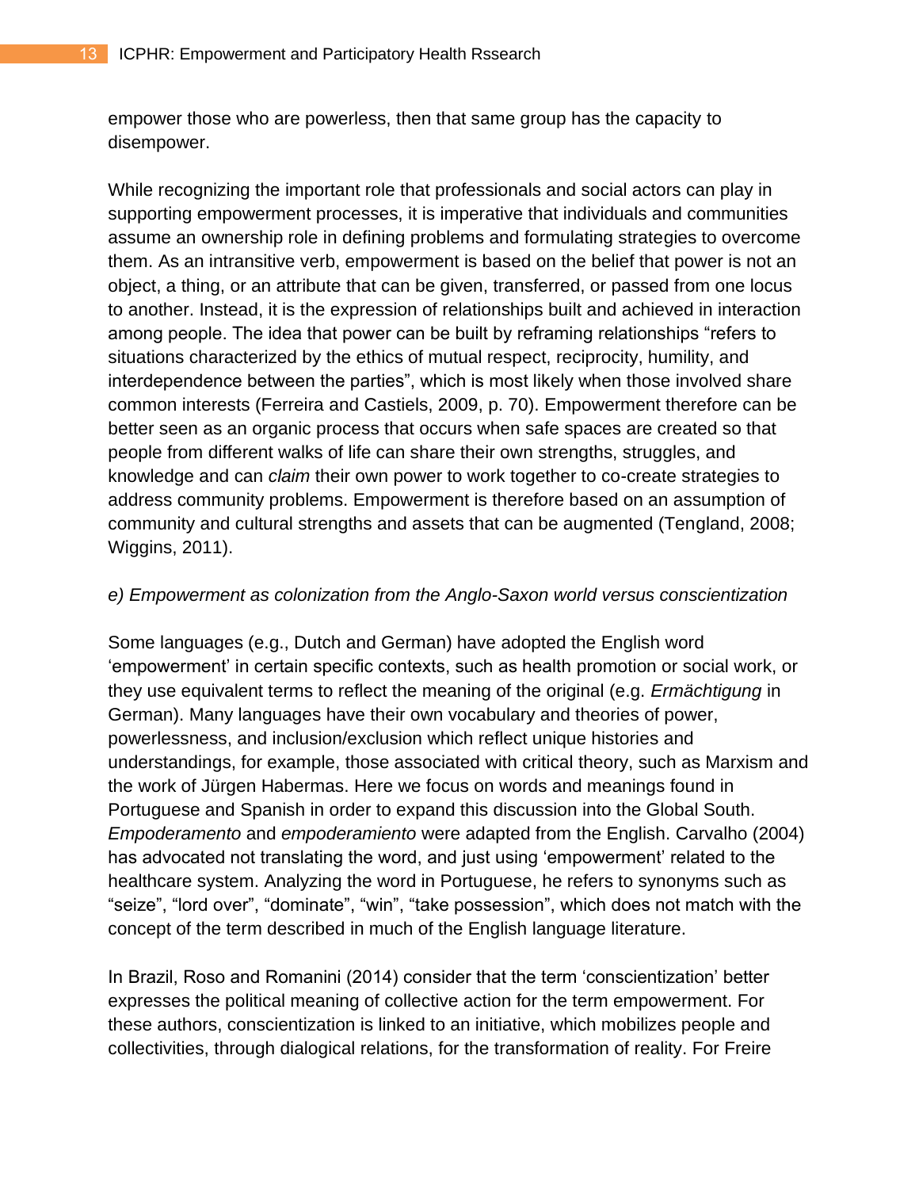empower those who are powerless, then that same group has the capacity to disempower.

While recognizing the important role that professionals and social actors can play in supporting empowerment processes, it is imperative that individuals and communities assume an ownership role in defining problems and formulating strategies to overcome them. As an intransitive verb, empowerment is based on the belief that power is not an object, a thing, or an attribute that can be given, transferred, or passed from one locus to another. Instead, it is the expression of relationships built and achieved in interaction among people. The idea that power can be built by reframing relationships "refers to situations characterized by the ethics of mutual respect, reciprocity, humility, and interdependence between the parties", which is most likely when those involved share common interests (Ferreira and Castiels, 2009, p. 70). Empowerment therefore can be better seen as an organic process that occurs when safe spaces are created so that people from different walks of life can share their own strengths, struggles, and knowledge and can *claim* their own power to work together to co-create strategies to address community problems. Empowerment is therefore based on an assumption of community and cultural strengths and assets that can be augmented (Tengland, 2008; Wiggins, 2011).

*e) Empowerment as colonization from the Anglo-Saxon world versus conscientization*

Some languages (e.g., Dutch and German) have adopted the English word 'empowerment' in certain specific contexts, such as health promotion or social work, or they use equivalent terms to reflect the meaning of the original (e.g. *Ermächtigung* in German). Many languages have their own vocabulary and theories of power, powerlessness, and inclusion/exclusion which reflect unique histories and understandings, for example, those associated with critical theory, such as Marxism and the work of Jürgen Habermas. Here we focus on words and meanings found in Portuguese and Spanish in order to expand this discussion into the Global South. *Empoderamento* and *empoderamiento* were adapted from the English. Carvalho (2004) has advocated not translating the word, and just using 'empowerment' related to the healthcare system. Analyzing the word in Portuguese, he refers to synonyms such as "seize", "lord over", "dominate", "win", "take possession", which does not match with the concept of the term described in much of the English language literature.

In Brazil, Roso and Romanini (2014) consider that the term 'conscientization' better expresses the political meaning of collective action for the term empowerment. For these authors, conscientization is linked to an initiative, which mobilizes people and collectivities, through dialogical relations, for the transformation of reality. For Freire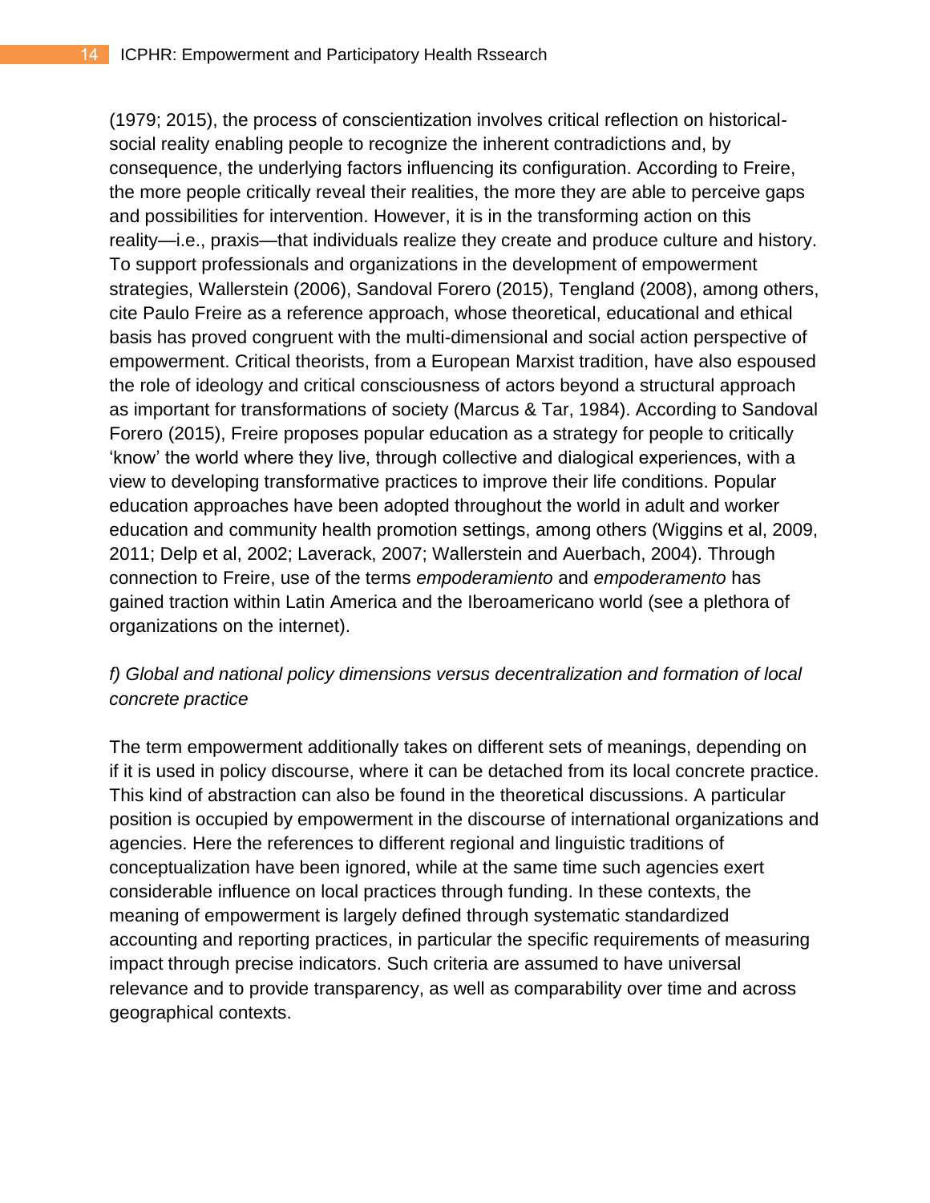(1979; 2015), the process of conscientization involves critical reflection on historical-social reality enabling people to recognize the inherent contradictions and, by consequence, the underlying factors influencing its configuration. According to Freire, the more people critically reveal their realities, the more they are able to perceive gaps and possibilities for intervention. However, it is in the transforming action on this reality—i.e., praxis—that individuals realize they create and produce culture and history. To support professionals and organizations in the development of empowerment strategies, Wallerstein (2006), Sandoval Forero (2015), Tengland (2008), among others, cite Paulo Freire as a reference approach, whose theoretical, educational and ethical basis has proved congruent with the multi-dimensional and social action perspective of empowerment. Critical theorists, from a European Marxist tradition, have also espoused the role of ideology and critical consciousness of actors beyond a structural approach as important for transformations of society (Marcus & Tar, 1984). According to Sandoval Forero (2015), Freire proposes popular education as a strategy for people to critically 'know' the world where they live, through collective and dialogical experiences, with a view to developing transformative practices to improve their life conditions. Popular education approaches have been adopted throughout the world in adult and worker education and community health promotion settings, among others (Wiggins et al, 2009, 2011; Delp et al, 2002; Laverack, 2007; Wallerstein and Auerbach, 2004). Through connection to Freire, use of the terms *empoderamiento* and *empoderamento* has gained traction within Latin America and the Iberoamericano world (see a plethora of organizations on the internet).

*f) Global and national policy dimensions versus decentralization and formation of local concrete practice*

The term empowerment additionally takes on different sets of meanings, depending on if it is used in policy discourse, where it can be detached from its local concrete practice. This kind of abstraction can also be found in the theoretical discussions. A particular position is occupied by empowerment in the discourse of international organizations and agencies. Here the references to different regional and linguistic traditions of conceptualization have been ignored, while at the same time such agencies exert considerable influence on local practices through funding. In these contexts, the meaning of empowerment is largely defined through systematic standardized accounting and reporting practices, in particular the specific requirements of measuring impact through precise indicators. Such criteria are assumed to have universal relevance and to provide transparency, as well as comparability over time and across geographical contexts.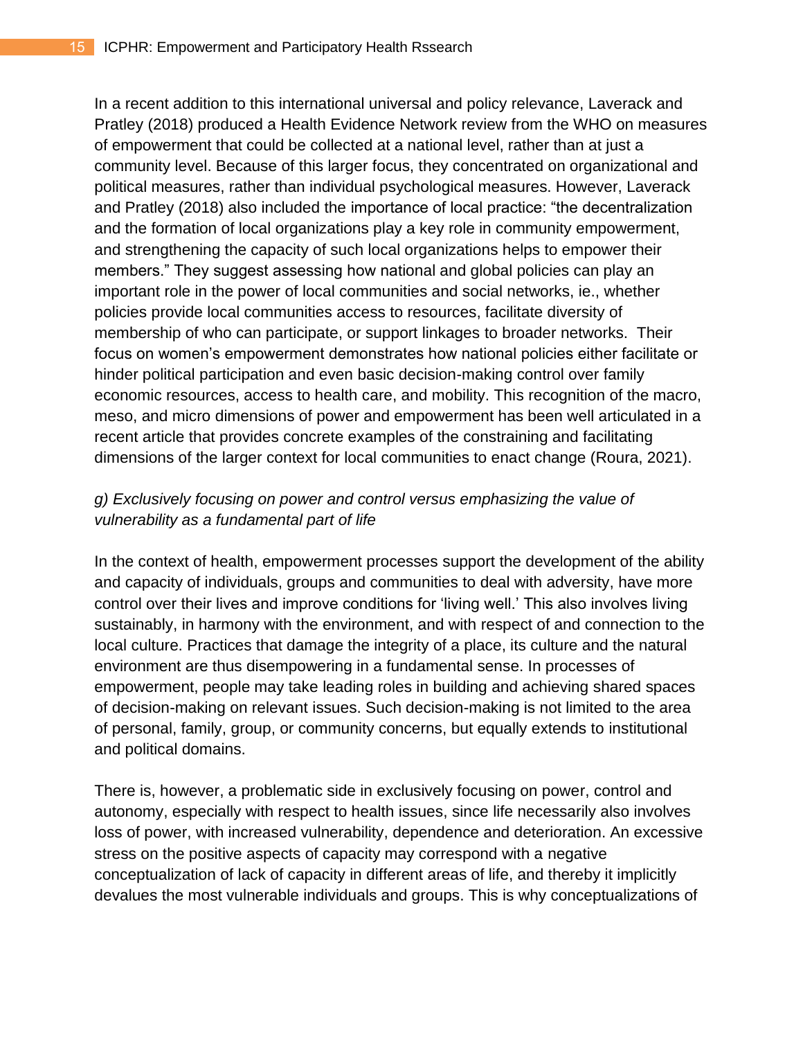In a recent addition to this international universal and policy relevance, Laverack and Pratley (2018) produced a Health Evidence Network review from the WHO on measures of empowerment that could be collected at a national level, rather than at just a community level. Because of this larger focus, they concentrated on organizational and political measures, rather than individual psychological measures. However, Laverack and Pratley (2018) also included the importance of local practice: "the decentralization and the formation of local organizations play a key role in community empowerment, and strengthening the capacity of such local organizations helps to empower their members." They suggest assessing how national and global policies can play an important role in the power of local communities and social networks, ie., whether policies provide local communities access to resources, facilitate diversity of membership of who can participate, or support linkages to broader networks. Their focus on women's empowerment demonstrates how national policies either facilitate or hinder political participation and even basic decision-making control over family economic resources, access to health care, and mobility. This recognition of the macro, meso, and micro dimensions of power and empowerment has been well articulated in a recent article that provides concrete examples of the constraining and facilitating dimensions of the larger context for local communities to enact change (Roura, 2021).

*g) Exclusively focusing on power and control versus emphasizing the value of vulnerability as a fundamental part of life*

In the context of health, empowerment processes support the development of the ability and capacity of individuals, groups and communities to deal with adversity, have more control over their lives and improve conditions for 'living well.' This also involves living sustainably, in harmony with the environment, and with respect of and connection to the local culture. Practices that damage the integrity of a place, its culture and the natural environment are thus disempowering in a fundamental sense. In processes of empowerment, people may take leading roles in building and achieving shared spaces of decision-making on relevant issues. Such decision-making is not limited to the area of personal, family, group, or community concerns, but equally extends to institutional and political domains.

There is, however, a problematic side in exclusively focusing on power, control and autonomy, especially with respect to health issues, since life necessarily also involves loss of power, with increased vulnerability, dependence and deterioration. An excessive stress on the positive aspects of capacity may correspond with a negative conceptualization of lack of capacity in different areas of life, and thereby it implicitly devalues the most vulnerable individuals and groups. This is why conceptualizations of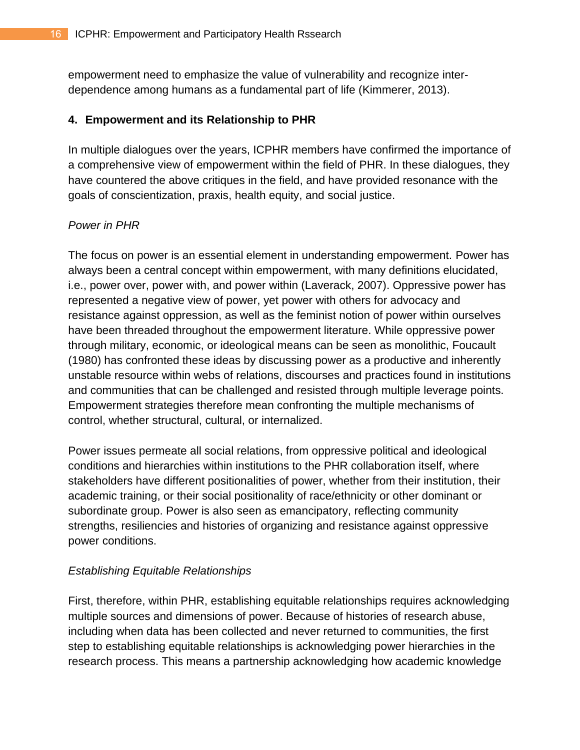empowerment need to emphasize the value of vulnerability and recognize inter-dependence among humans as a fundamental part of life (Kimmerer, 2013).

## 4. Empowerment and its Relationship to PHR

In multiple dialogues over the years, ICPHR members have confirmed the importance of a comprehensive view of empowerment within the field of PHR. In these dialogues, they have countered the above critiques in the field, and have provided resonance with the goals of conscientization, praxis, health equity, and social justice.

*Power in PHR*

The focus on power is an essential element in understanding empowerment. Power has always been a central concept within empowerment, with many definitions elucidated, i.e., power over, power with, and power within (Laverack, 2007). Oppressive power has represented a negative view of power, yet power with others for advocacy and resistance against oppression, as well as the feminist notion of power within ourselves have been threaded throughout the empowerment literature. While oppressive power through military, economic, or ideological means can be seen as monolithic, Foucault (1980) has confronted these ideas by discussing power as a productive and inherently unstable resource within webs of relations, discourses and practices found in institutions and communities that can be challenged and resisted through multiple leverage points. Empowerment strategies therefore mean confronting the multiple mechanisms of control, whether structural, cultural, or internalized.

Power issues permeate all social relations, from oppressive political and ideological conditions and hierarchies within institutions to the PHR collaboration itself, where stakeholders have different positionalities of power, whether from their institution, their academic training, or their social positionality of race/ethnicity or other dominant or subordinate group. Power is also seen as emancipatory, reflecting community strengths, resiliencies and histories of organizing and resistance against oppressive power conditions.

*Establishing Equitable Relationships*

First, therefore, within PHR, establishing equitable relationships requires acknowledging multiple sources and dimensions of power. Because of histories of research abuse, including when data has been collected and never returned to communities, the first step to establishing equitable relationships is acknowledging power hierarchies in the research process. This means a partnership acknowledging how academic knowledge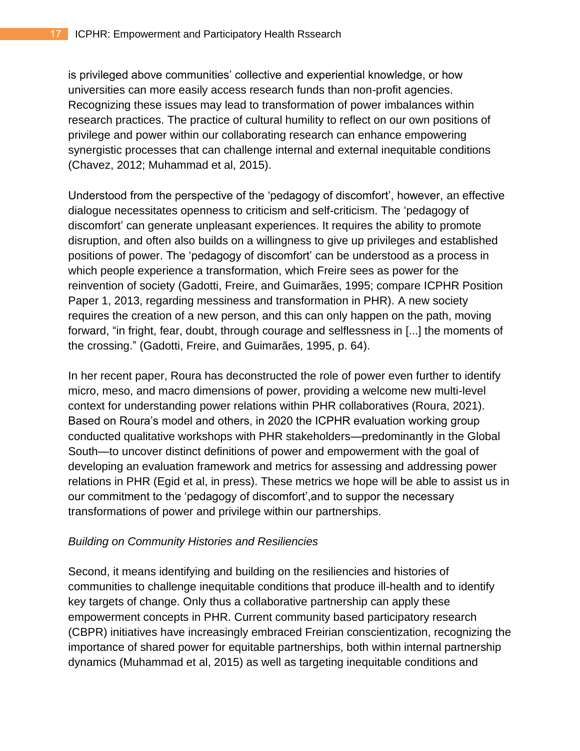is privileged above communities' collective and experiential knowledge, or how universities can more easily access research funds than non-profit agencies. Recognizing these issues may lead to transformation of power imbalances within research practices. The practice of cultural humility to reflect on our own positions of privilege and power within our collaborating research can enhance empowering synergistic processes that can challenge internal and external inequitable conditions (Chavez, 2012; Muhammad et al, 2015).

Understood from the perspective of the 'pedagogy of discomfort', however, an effective dialogue necessitates openness to criticism and self-criticism. The 'pedagogy of discomfort' can generate unpleasant experiences. It requires the ability to promote disruption, and often also builds on a willingness to give up privileges and established positions of power. The 'pedagogy of discomfort' can be understood as a process in which people experience a transformation, which Freire sees as power for the reinvention of society (Gadotti, Freire, and Guimarães, 1995; compare ICPHR Position Paper 1, 2013, regarding messiness and transformation in PHR). A new society requires the creation of a new person, and this can only happen on the path, moving forward, "in fright, fear, doubt, through courage and selflessness in [...] the moments of the crossing." (Gadotti, Freire, and Guimarães, 1995, p. 64).

In her recent paper, Roura has deconstructed the role of power even further to identify micro, meso, and macro dimensions of power, providing a welcome new multi-level context for understanding power relations within PHR collaboratives (Roura, 2021). Based on Roura's model and others, in 2020 the ICPHR evaluation working group conducted qualitative workshops with PHR stakeholders—predominantly in the Global South—to uncover distinct definitions of power and empowerment with the goal of developing an evaluation framework and metrics for assessing and addressing power relations in PHR (Egid et al, in press). These metrics we hope will be able to assist us in our commitment to the 'pedagogy of discomfort',and to suppor the necessary transformations of power and privilege within our partnerships.

*Building on Community Histories and Resiliencies*

Second, it means identifying and building on the resiliencies and histories of communities to challenge inequitable conditions that produce ill-health and to identify key targets of change. Only thus a collaborative partnership can apply these empowerment concepts in PHR. Current community based participatory research (CBPR) initiatives have increasingly embraced Freirian conscientization, recognizing the importance of shared power for equitable partnerships, both within internal partnership dynamics (Muhammad et al, 2015) as well as targeting inequitable conditions and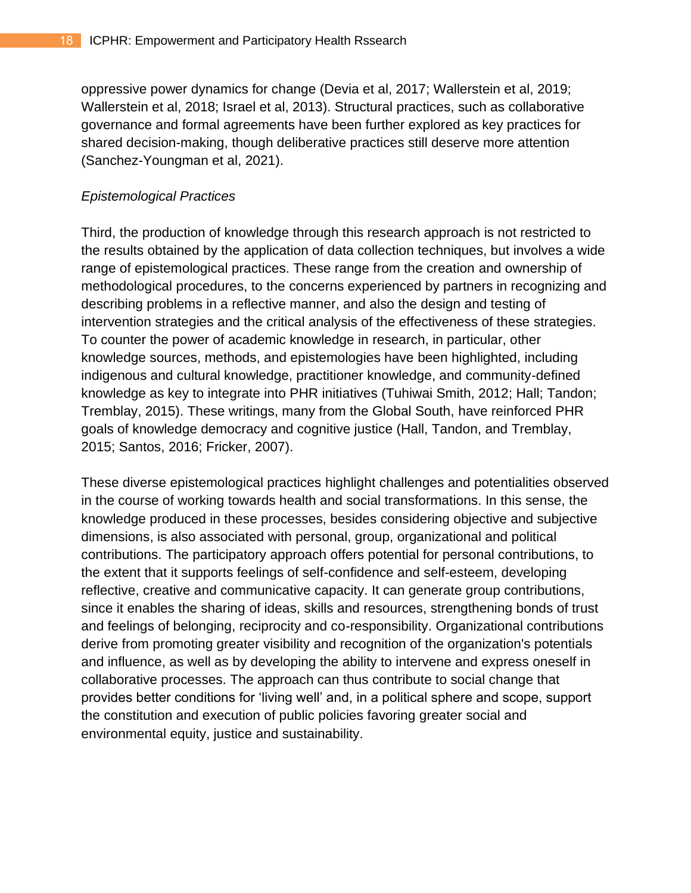oppressive power dynamics for change (Devia et al, 2017; Wallerstein et al, 2019; Wallerstein et al, 2018; Israel et al, 2013). Structural practices, such as collaborative governance and formal agreements have been further explored as key practices for shared decision-making, though deliberative practices still deserve more attention (Sanchez-Youngman et al, 2021).

*Epistemological Practices*

Third, the production of knowledge through this research approach is not restricted to the results obtained by the application of data collection techniques, but involves a wide range of epistemological practices. These range from the creation and ownership of methodological procedures, to the concerns experienced by partners in recognizing and describing problems in a reflective manner, and also the design and testing of intervention strategies and the critical analysis of the effectiveness of these strategies. To counter the power of academic knowledge in research, in particular, other knowledge sources, methods, and epistemologies have been highlighted, including indigenous and cultural knowledge, practitioner knowledge, and community-defined knowledge as key to integrate into PHR initiatives (Tuhiwai Smith, 2012; Hall; Tandon; Tremblay, 2015). These writings, many from the Global South, have reinforced PHR goals of knowledge democracy and cognitive justice (Hall, Tandon, and Tremblay, 2015; Santos, 2016; Fricker, 2007).

These diverse epistemological practices highlight challenges and potentialities observed in the course of working towards health and social transformations. In this sense, the knowledge produced in these processes, besides considering objective and subjective dimensions, is also associated with personal, group, organizational and political contributions. The participatory approach offers potential for personal contributions, to the extent that it supports feelings of self-confidence and self-esteem, developing reflective, creative and communicative capacity. It can generate group contributions, since it enables the sharing of ideas, skills and resources, strengthening bonds of trust and feelings of belonging, reciprocity and co-responsibility. Organizational contributions derive from promoting greater visibility and recognition of the organization's potentials and influence, as well as by developing the ability to intervene and express oneself in collaborative processes. The approach can thus contribute to social change that provides better conditions for 'living well' and, in a political sphere and scope, support the constitution and execution of public policies favoring greater social and environmental equity, justice and sustainability.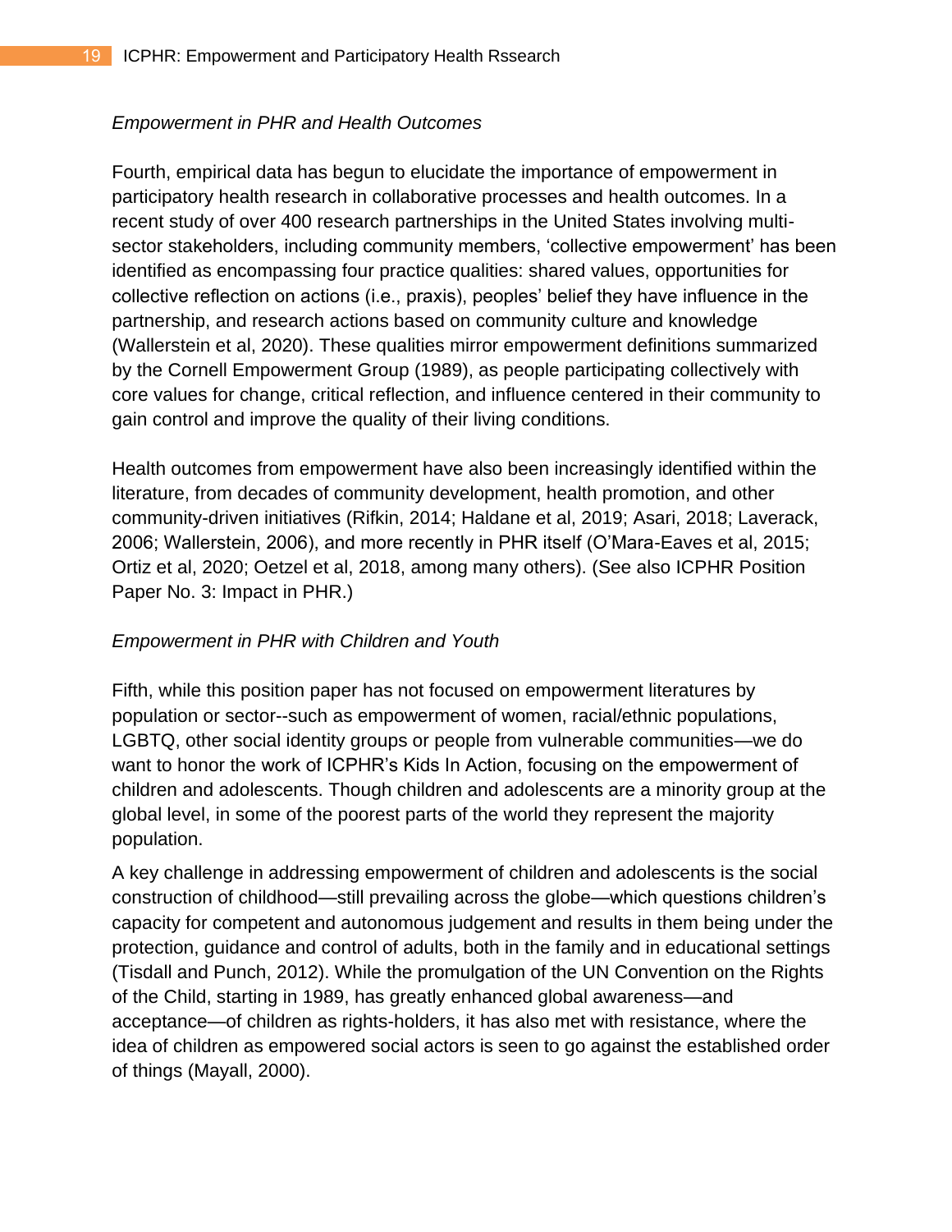*Empowerment in PHR and Health Outcomes*

Fourth, empirical data has begun to elucidate the importance of empowerment in participatory health research in collaborative processes and health outcomes. In a recent study of over 400 research partnerships in the United States involving multi-sector stakeholders, including community members, 'collective empowerment' has been identified as encompassing four practice qualities: shared values, opportunities for collective reflection on actions (i.e., praxis), peoples' belief they have influence in the partnership, and research actions based on community culture and knowledge (Wallerstein et al, 2020). These qualities mirror empowerment definitions summarized by the Cornell Empowerment Group (1989), as people participating collectively with core values for change, critical reflection, and influence centered in their community to gain control and improve the quality of their living conditions.

Health outcomes from empowerment have also been increasingly identified within the literature, from decades of community development, health promotion, and other community-driven initiatives (Rifkin, 2014; Haldane et al, 2019; Asari, 2018; Laverack, 2006; Wallerstein, 2006), and more recently in PHR itself (O'Mara-Eaves et al, 2015; Ortiz et al, 2020; Oetzel et al, 2018, among many others). (See also ICPHR Position Paper No. 3: Impact in PHR.)

*Empowerment in PHR with Children and Youth*

Fifth, while this position paper has not focused on empowerment literatures by population or sector--such as empowerment of women, racial/ethnic populations, LGBTQ, other social identity groups or people from vulnerable communities—we do want to honor the work of ICPHR's Kids In Action, focusing on the empowerment of children and adolescents. Though children and adolescents are a minority group at the global level, in some of the poorest parts of the world they represent the majority population.

A key challenge in addressing empowerment of children and adolescents is the social construction of childhood—still prevailing across the globe—which questions children's capacity for competent and autonomous judgement and results in them being under the protection, guidance and control of adults, both in the family and in educational settings (Tisdall and Punch, 2012). While the promulgation of the UN Convention on the Rights of the Child, starting in 1989, has greatly enhanced global awareness—and acceptance—of children as rights-holders, it has also met with resistance, where the idea of children as empowered social actors is seen to go against the established order of things (Mayall, 2000).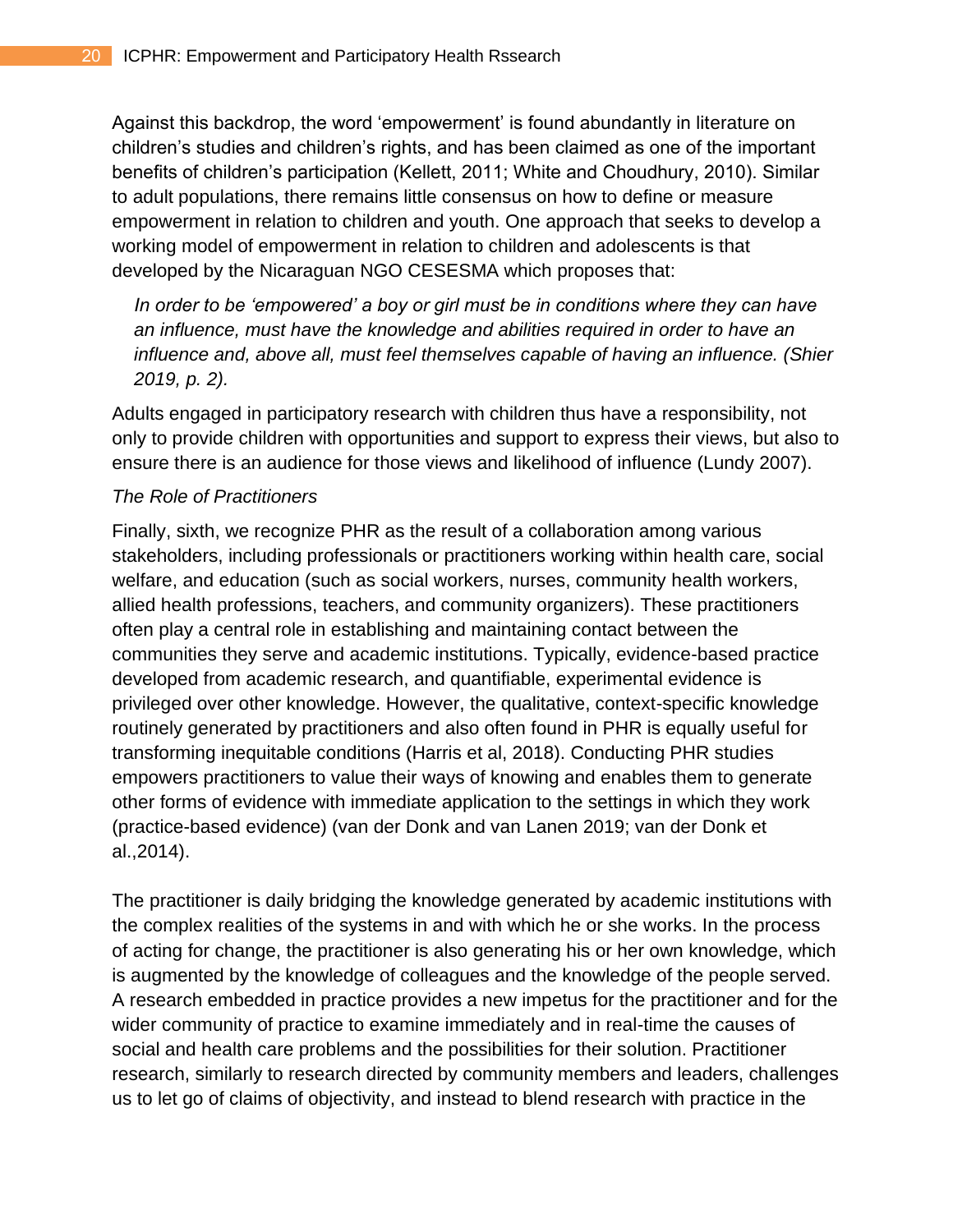Against this backdrop, the word 'empowerment' is found abundantly in literature on children's studies and children's rights, and has been claimed as one of the important benefits of children's participation (Kellett, 2011; White and Choudhury, 2010). Similar to adult populations, there remains little consensus on how to define or measure empowerment in relation to children and youth. One approach that seeks to develop a working model of empowerment in relation to children and adolescents is that developed by the Nicaraguan NGO CESESMA which proposes that:

> *In order to be 'empowered' a boy or girl must be in conditions where they can have an influence, must have the knowledge and abilities required in order to have an influence and, above all, must feel themselves capable of having an influence. (Shier 2019, p. 2).*

Adults engaged in participatory research with children thus have a responsibility, not only to provide children with opportunities and support to express their views, but also to ensure there is an audience for those views and likelihood of influence (Lundy 2007).

*The Role of Practitioners*

Finally, sixth, we recognize PHR as the result of a collaboration among various stakeholders, including professionals or practitioners working within health care, social welfare, and education (such as social workers, nurses, community health workers, allied health professions, teachers, and community organizers). These practitioners often play a central role in establishing and maintaining contact between the communities they serve and academic institutions. Typically, evidence-based practice developed from academic research, and quantifiable, experimental evidence is privileged over other knowledge. However, the qualitative, context-specific knowledge routinely generated by practitioners and also often found in PHR is equally useful for transforming inequitable conditions (Harris et al, 2018). Conducting PHR studies empowers practitioners to value their ways of knowing and enables them to generate other forms of evidence with immediate application to the settings in which they work (practice-based evidence) (van der Donk and van Lanen 2019; van der Donk et al.,2014).

The practitioner is daily bridging the knowledge generated by academic institutions with the complex realities of the systems in and with which he or she works. In the process of acting for change, the practitioner is also generating his or her own knowledge, which is augmented by the knowledge of colleagues and the knowledge of the people served. A research embedded in practice provides a new impetus for the practitioner and for the wider community of practice to examine immediately and in real-time the causes of social and health care problems and the possibilities for their solution. Practitioner research, similarly to research directed by community members and leaders, challenges us to let go of claims of objectivity, and instead to blend research with practice in the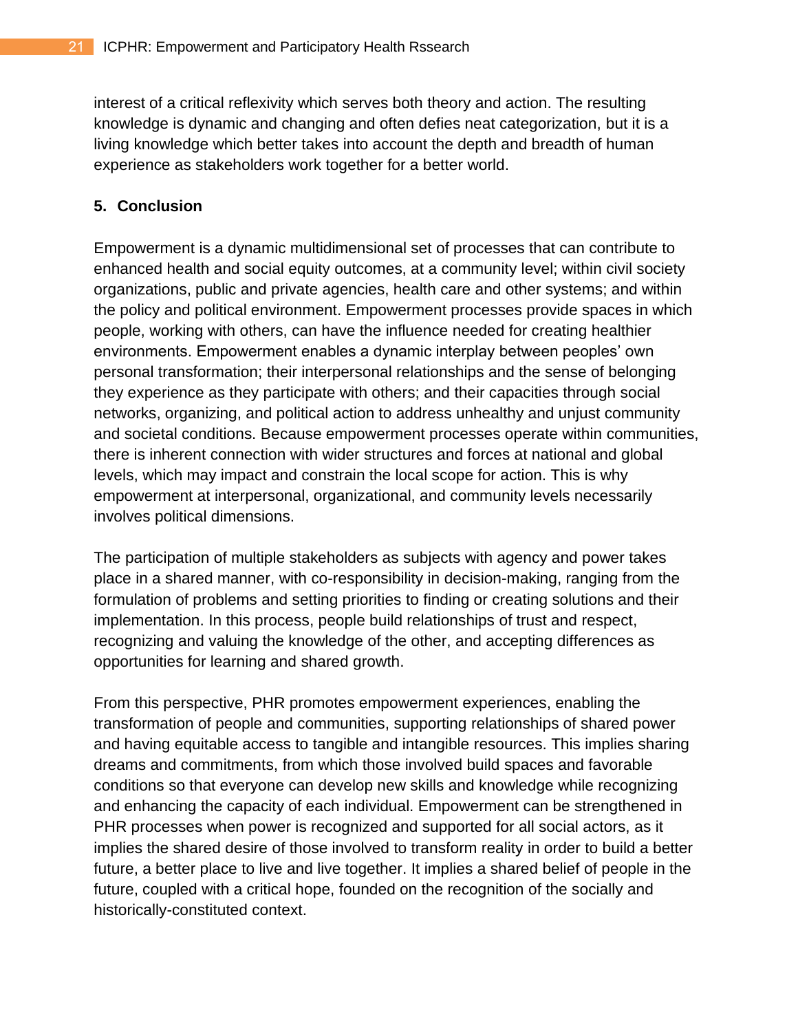interest of a critical reflexivity which serves both theory and action. The resulting knowledge is dynamic and changing and often defies neat categorization, but it is a living knowledge which better takes into account the depth and breadth of human experience as stakeholders work together for a better world.

## 5. Conclusion

Empowerment is a dynamic multidimensional set of processes that can contribute to enhanced health and social equity outcomes, at a community level; within civil society organizations, public and private agencies, health care and other systems; and within the policy and political environment. Empowerment processes provide spaces in which people, working with others, can have the influence needed for creating healthier environments. Empowerment enables a dynamic interplay between peoples' own personal transformation; their interpersonal relationships and the sense of belonging they experience as they participate with others; and their capacities through social networks, organizing, and political action to address unhealthy and unjust community and societal conditions. Because empowerment processes operate within communities, there is inherent connection with wider structures and forces at national and global levels, which may impact and constrain the local scope for action. This is why empowerment at interpersonal, organizational, and community levels necessarily involves political dimensions.

The participation of multiple stakeholders as subjects with agency and power takes place in a shared manner, with co-responsibility in decision-making, ranging from the formulation of problems and setting priorities to finding or creating solutions and their implementation. In this process, people build relationships of trust and respect, recognizing and valuing the knowledge of the other, and accepting differences as opportunities for learning and shared growth.

From this perspective, PHR promotes empowerment experiences, enabling the transformation of people and communities, supporting relationships of shared power and having equitable access to tangible and intangible resources. This implies sharing dreams and commitments, from which those involved build spaces and favorable conditions so that everyone can develop new skills and knowledge while recognizing and enhancing the capacity of each individual. Empowerment can be strengthened in PHR processes when power is recognized and supported for all social actors, as it implies the shared desire of those involved to transform reality in order to build a better future, a better place to live and live together. It implies a shared belief of people in the future, coupled with a critical hope, founded on the recognition of the socially and historically-constituted context.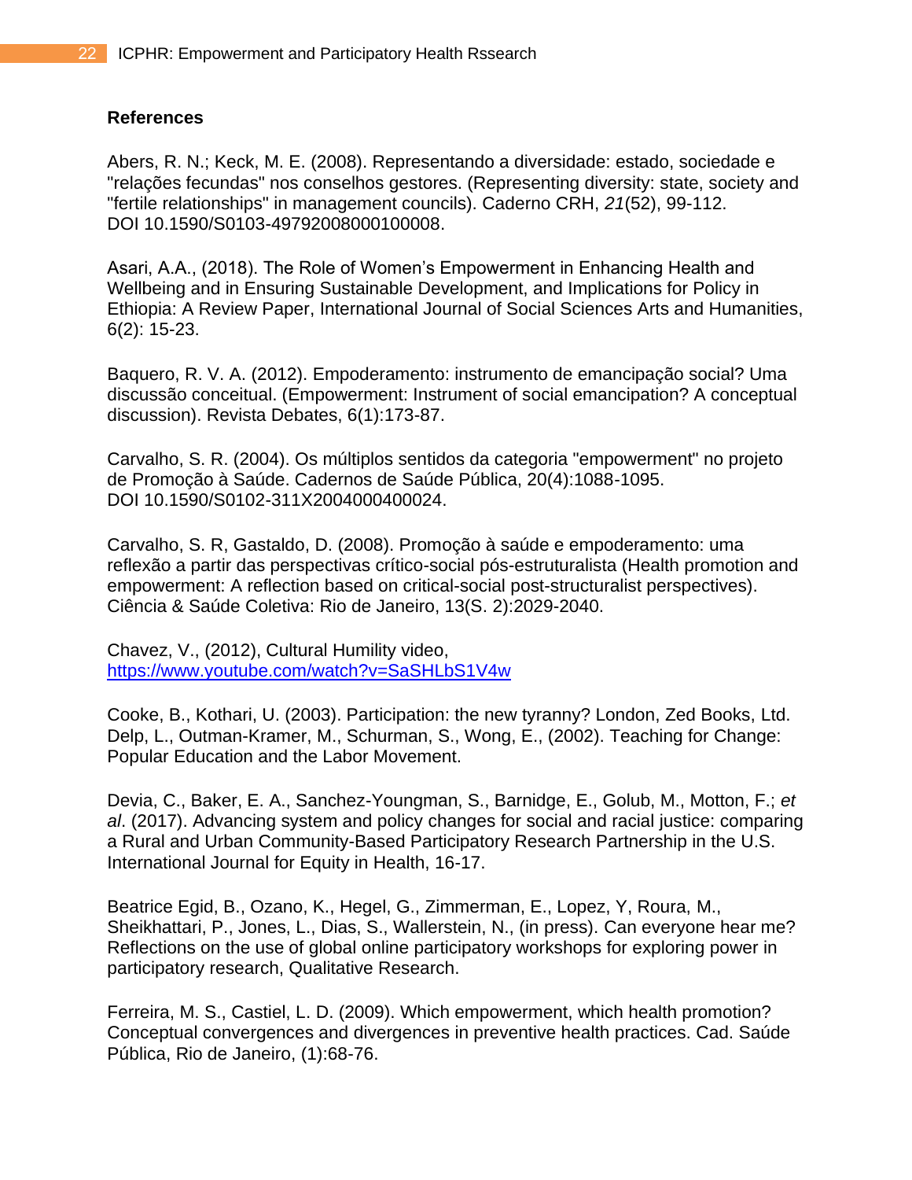## References

Abers, R. N.; Keck, M. E. (2008). Representando a diversidade: estado, sociedade e "relações fecundas" nos conselhos gestores. (Representing diversity: state, society and "fertile relationships" in management councils). Caderno CRH, *21*(52), 99-112. DOI 10.1590/S0103-49792008000100008.

Asari, A.A., (2018). The Role of Women's Empowerment in Enhancing Health and Wellbeing and in Ensuring Sustainable Development, and Implications for Policy in Ethiopia: A Review Paper, International Journal of Social Sciences Arts and Humanities, 6(2): 15-23.

Baquero, R. V. A. (2012). Empoderamento: instrumento de emancipação social? Uma discussão conceitual. (Empowerment: Instrument of social emancipation? A conceptual discussion). Revista Debates, 6(1):173-87.

Carvalho, S. R. (2004). Os múltiplos sentidos da categoria "empowerment" no projeto de Promoção à Saúde. Cadernos de Saúde Pública, 20(4):1088-1095. DOI 10.1590/S0102-311X2004000400024.

Carvalho, S. R, Gastaldo, D. (2008). Promoção à saúde e empoderamento: uma reflexão a partir das perspectivas crítico-social pós-estruturalista (Health promotion and empowerment: A reflection based on critical-social post-structuralist perspectives). Ciência & Saúde Coletiva: Rio de Janeiro, 13(S. 2):2029-2040.

Chavez, V., (2012), Cultural Humility video, https://www.youtube.com/watch?v=SaSHLbS1V4w

Cooke, B., Kothari, U. (2003). Participation: the new tyranny? London, Zed Books, Ltd. Delp, L., Outman-Kramer, M., Schurman, S., Wong, E., (2002). Teaching for Change: Popular Education and the Labor Movement.

Devia, C., Baker, E. A., Sanchez-Youngman, S., Barnidge, E., Golub, M., Motton, F.; *et al*. (2017). Advancing system and policy changes for social and racial justice: comparing a Rural and Urban Community-Based Participatory Research Partnership in the U.S. International Journal for Equity in Health, 16-17.

Beatrice Egid, B., Ozano, K., Hegel, G., Zimmerman, E., Lopez, Y, Roura, M., Sheikhattari, P., Jones, L., Dias, S., Wallerstein, N., (in press). Can everyone hear me? Reflections on the use of global online participatory workshops for exploring power in participatory research, Qualitative Research.

Ferreira, M. S., Castiel, L. D. (2009). Which empowerment, which health promotion? Conceptual convergences and divergences in preventive health practices. Cad. Saúde Pública, Rio de Janeiro, (1):68-76.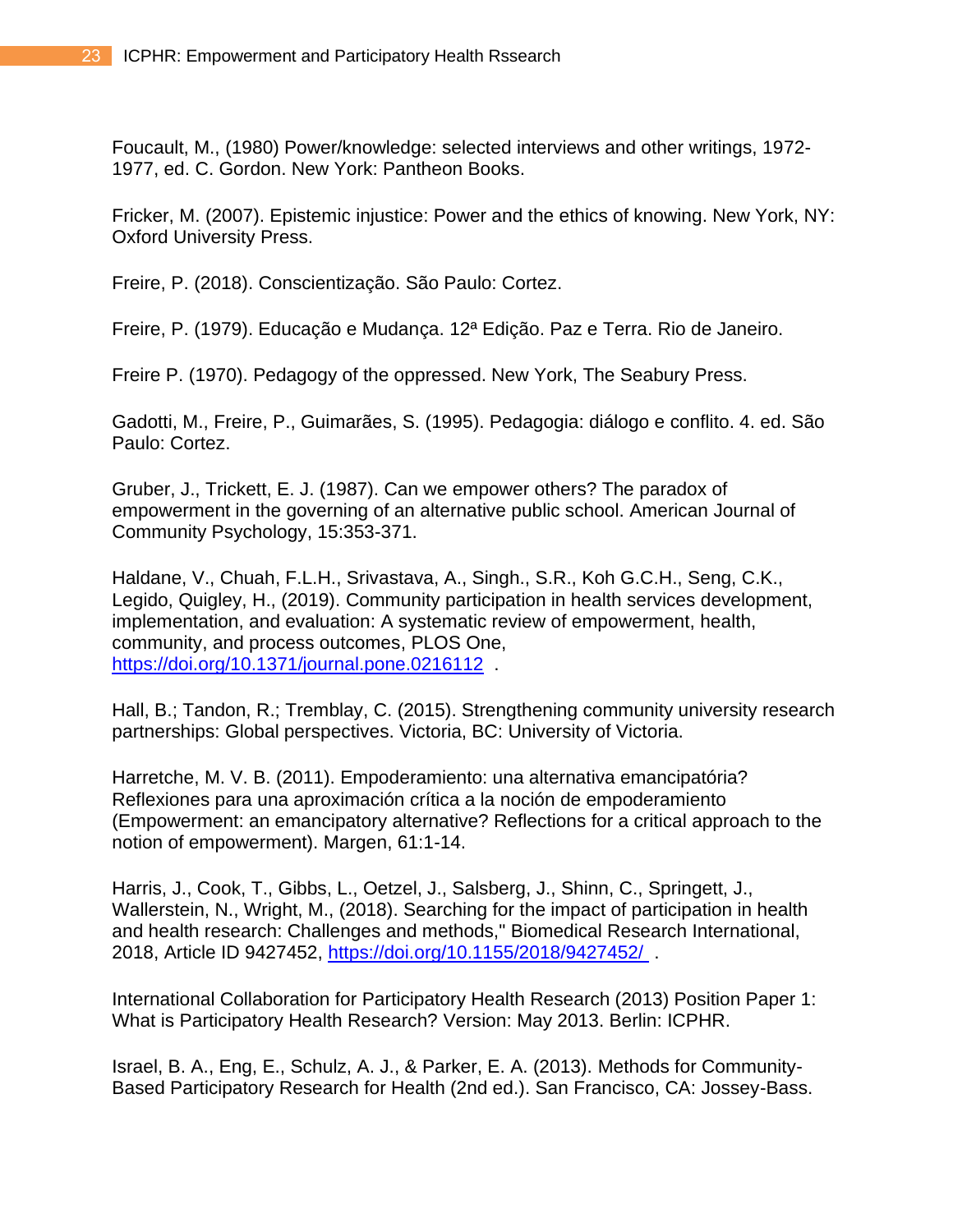Foucault, M., (1980) Power/knowledge: selected interviews and other writings, 1972-1977, ed. C. Gordon. New York: Pantheon Books.

Fricker, M. (2007). Epistemic injustice: Power and the ethics of knowing. New York, NY: Oxford University Press.

Freire, P. (2018). Conscientização. São Paulo: Cortez.

Freire, P. (1979). Educação e Mudança. 12ª Edição. Paz e Terra. Rio de Janeiro.

Freire P. (1970). Pedagogy of the oppressed. New York, The Seabury Press.

Gadotti, M., Freire, P., Guimarães, S. (1995). Pedagogia: diálogo e conflito. 4. ed. São Paulo: Cortez.

Gruber, J., Trickett, E. J. (1987). Can we empower others? The paradox of empowerment in the governing of an alternative public school. American Journal of Community Psychology, 15:353-371.

Haldane, V., Chuah, F.L.H., Srivastava, A., Singh., S.R., Koh G.C.H., Seng, C.K., Legido, Quigley, H., (2019). Community participation in health services development, implementation, and evaluation: A systematic review of empowerment, health, community, and process outcomes, PLOS One, https://doi.org/10.1371/journal.pone.0216112 .

Hall, B.; Tandon, R.; Tremblay, C. (2015). Strengthening community university research partnerships: Global perspectives. Victoria, BC: University of Victoria.

Harretche, M. V. B. (2011). Empoderamiento: una alternativa emancipatória? Reflexiones para una aproximación crítica a la noción de empoderamiento (Empowerment: an emancipatory alternative? Reflections for a critical approach to the notion of empowerment). Margen, 61:1-14.

Harris, J., Cook, T., Gibbs, L., Oetzel, J., Salsberg, J., Shinn, C., Springett, J., Wallerstein, N., Wright, M., (2018). Searching for the impact of participation in health and health research: Challenges and methods," Biomedical Research International, 2018, Article ID 9427452, https://doi.org/10.1155/2018/9427452/ .

International Collaboration for Participatory Health Research (2013) Position Paper 1: What is Participatory Health Research? Version: May 2013. Berlin: ICPHR.

Israel, B. A., Eng, E., Schulz, A. J., & Parker, E. A. (2013). Methods for Community-Based Participatory Research for Health (2nd ed.). San Francisco, CA: Jossey-Bass.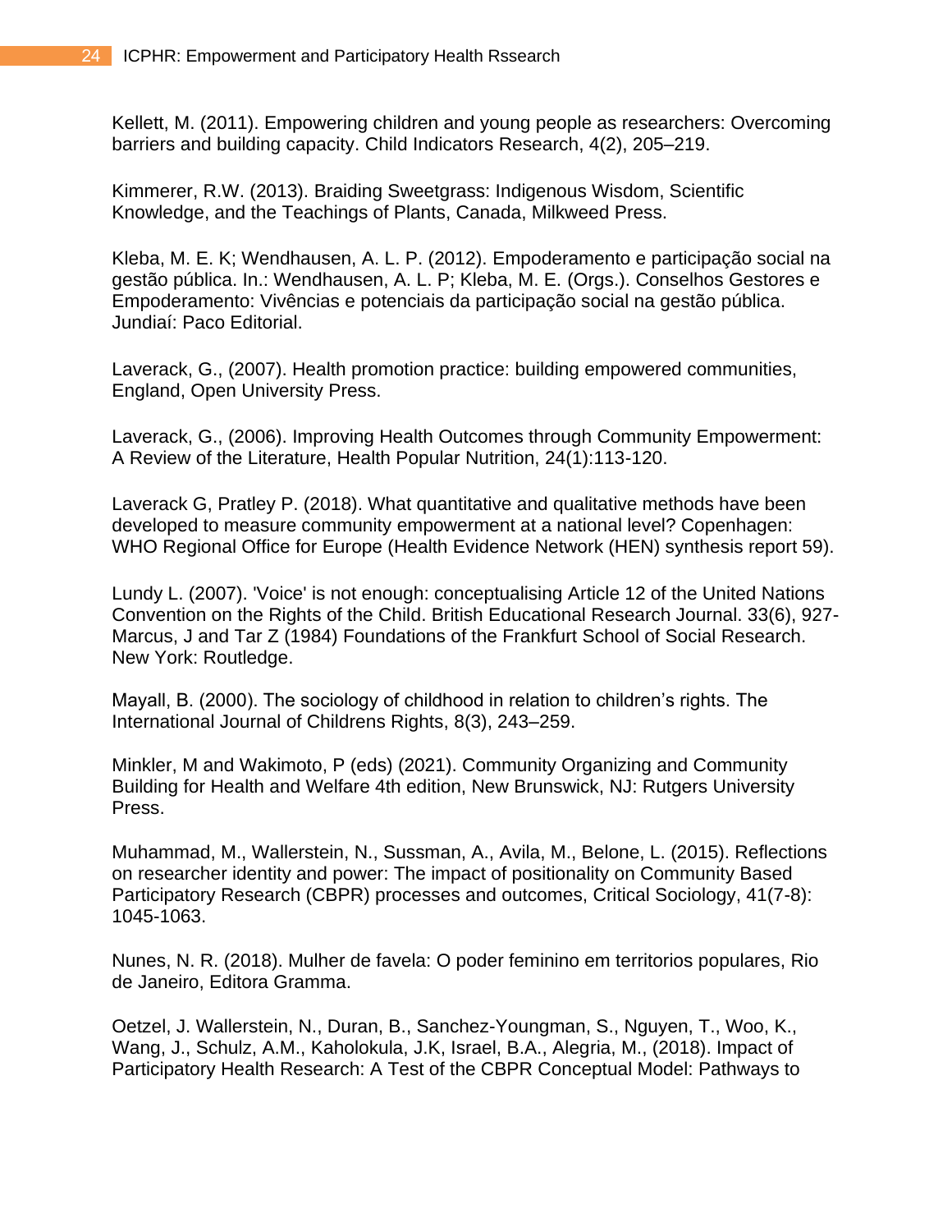Kellett, M. (2011). Empowering children and young people as researchers: Overcoming barriers and building capacity. Child Indicators Research, 4(2), 205–219.

Kimmerer, R.W. (2013). Braiding Sweetgrass: Indigenous Wisdom, Scientific Knowledge, and the Teachings of Plants, Canada, Milkweed Press.

Kleba, M. E. K; Wendhausen, A. L. P. (2012). Empoderamento e participação social na gestão pública. In.: Wendhausen, A. L. P; Kleba, M. E. (Orgs.). Conselhos Gestores e Empoderamento: Vivências e potenciais da participação social na gestão pública. Jundiaí: Paco Editorial.

Laverack, G., (2007). Health promotion practice: building empowered communities, England, Open University Press.

Laverack, G., (2006). Improving Health Outcomes through Community Empowerment: A Review of the Literature, Health Popular Nutrition, 24(1):113-120.

Laverack G, Pratley P. (2018). What quantitative and qualitative methods have been developed to measure community empowerment at a national level? Copenhagen: WHO Regional Office for Europe (Health Evidence Network (HEN) synthesis report 59).

Lundy L. (2007). 'Voice' is not enough: conceptualising Article 12 of the United Nations Convention on the Rights of the Child. British Educational Research Journal. 33(6), 927-
Marcus, J and Tar Z (1984) Foundations of the Frankfurt School of Social Research. New York: Routledge.

Mayall, B. (2000). The sociology of childhood in relation to children's rights. The International Journal of Childrens Rights, 8(3), 243–259.

Minkler, M and Wakimoto, P (eds) (2021). Community Organizing and Community Building for Health and Welfare 4th edition, New Brunswick, NJ: Rutgers University Press.

Muhammad, M., Wallerstein, N., Sussman, A., Avila, M., Belone, L. (2015). Reflections on researcher identity and power: The impact of positionality on Community Based Participatory Research (CBPR) processes and outcomes, Critical Sociology, 41(7-8): 1045-1063.

Nunes, N. R. (2018). Mulher de favela: O poder feminino em territorios populares, Rio de Janeiro, Editora Gramma.

Oetzel, J. Wallerstein, N., Duran, B., Sanchez-Youngman, S., Nguyen, T., Woo, K., Wang, J., Schulz, A.M., Kaholokula, J.K, Israel, B.A., Alegria, M., (2018). Impact of Participatory Health Research: A Test of the CBPR Conceptual Model: Pathways to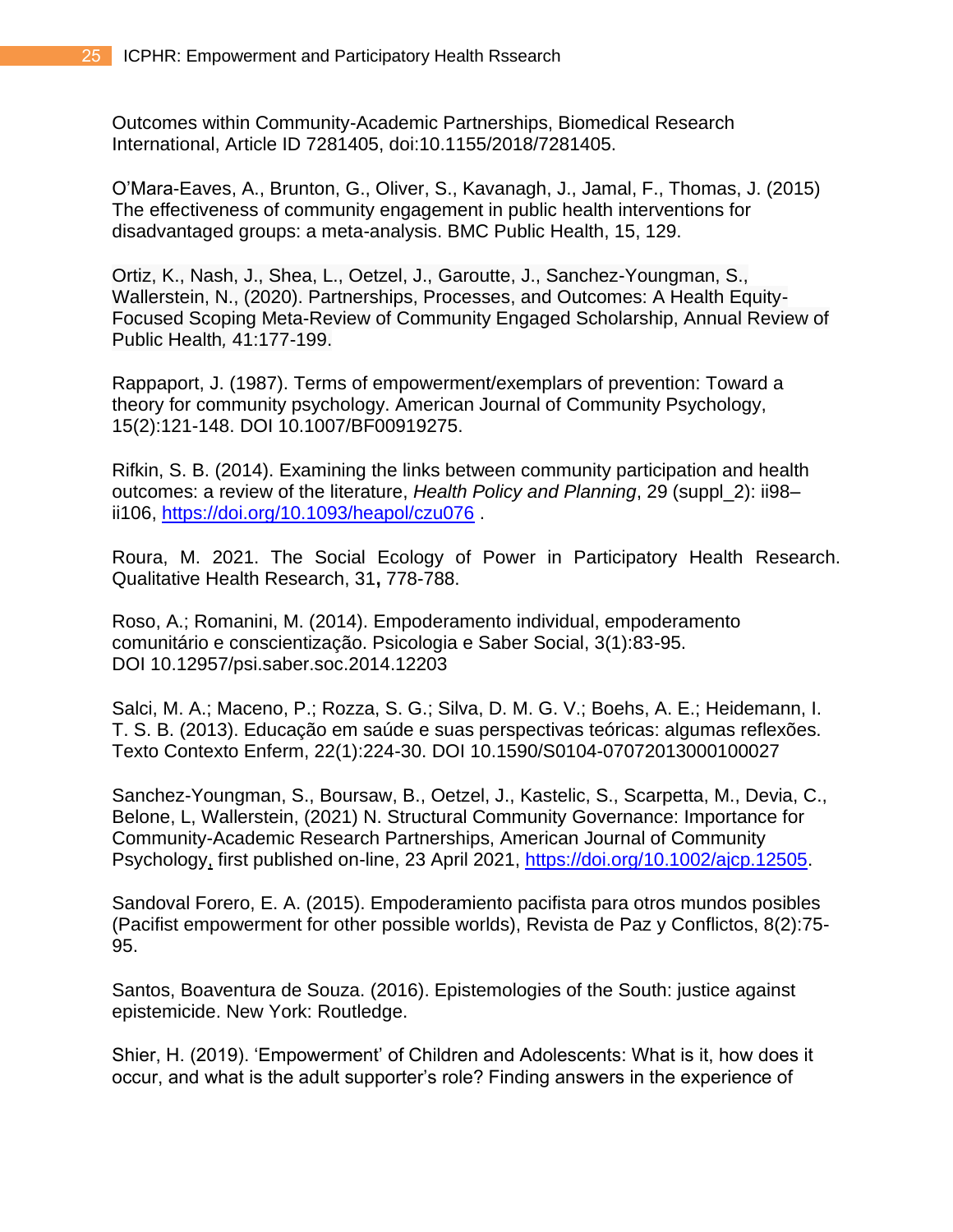Outcomes within Community-Academic Partnerships, Biomedical Research International, Article ID 7281405, doi:10.1155/2018/7281405.

O'Mara-Eaves, A., Brunton, G., Oliver, S., Kavanagh, J., Jamal, F., Thomas, J. (2015) The effectiveness of community engagement in public health interventions for disadvantaged groups: a meta-analysis. BMC Public Health, 15, 129.

Ortiz, K., Nash, J., Shea, L., Oetzel, J., Garoutte, J., Sanchez-Youngman, S., Wallerstein, N., (2020). Partnerships, Processes, and Outcomes: A Health Equity-Focused Scoping Meta-Review of Community Engaged Scholarship, Annual Review of Public Health, 41:177-199.

Rappaport, J. (1987). Terms of empowerment/exemplars of prevention: Toward a theory for community psychology. American Journal of Community Psychology, 15(2):121-148. DOI 10.1007/BF00919275.

Rifkin, S. B. (2014). Examining the links between community participation and health outcomes: a review of the literature, *Health Policy and Planning*, 29 (suppl_2): ii98–ii106, https://doi.org/10.1093/heapol/czu076 .

Roura, M. 2021. The Social Ecology of Power in Participatory Health Research. Qualitative Health Research, 31**,** 778-788.

Roso, A.; Romanini, M. (2014). Empoderamento individual, empoderamento comunitário e conscientização. Psicologia e Saber Social, 3(1):83-95. DOI 10.12957/psi.saber.soc.2014.12203

Salci, M. A.; Maceno, P.; Rozza, S. G.; Silva, D. M. G. V.; Boehs, A. E.; Heidemann, I. T. S. B. (2013). Educação em saúde e suas perspectivas teóricas: algumas reflexões. Texto Contexto Enferm, 22(1):224-30. DOI 10.1590/S0104-07072013000100027

Sanchez-Youngman, S., Boursaw, B., Oetzel, J., Kastelic, S., Scarpetta, M., Devia, C., Belone, L, Wallerstein, (2021) N. Structural Community Governance: Importance for Community-Academic Research Partnerships, American Journal of Community Psychology, first published on-line, 23 April 2021, https://doi.org/10.1002/ajcp.12505.

Sandoval Forero, E. A. (2015). Empoderamiento pacifista para otros mundos posibles (Pacifist empowerment for other possible worlds), Revista de Paz y Conflictos, 8(2):75-95.

Santos, Boaventura de Souza. (2016). Epistemologies of the South: justice against epistemicide. New York: Routledge.

Shier, H. (2019). 'Empowerment' of Children and Adolescents: What is it, how does it occur, and what is the adult supporter's role? Finding answers in the experience of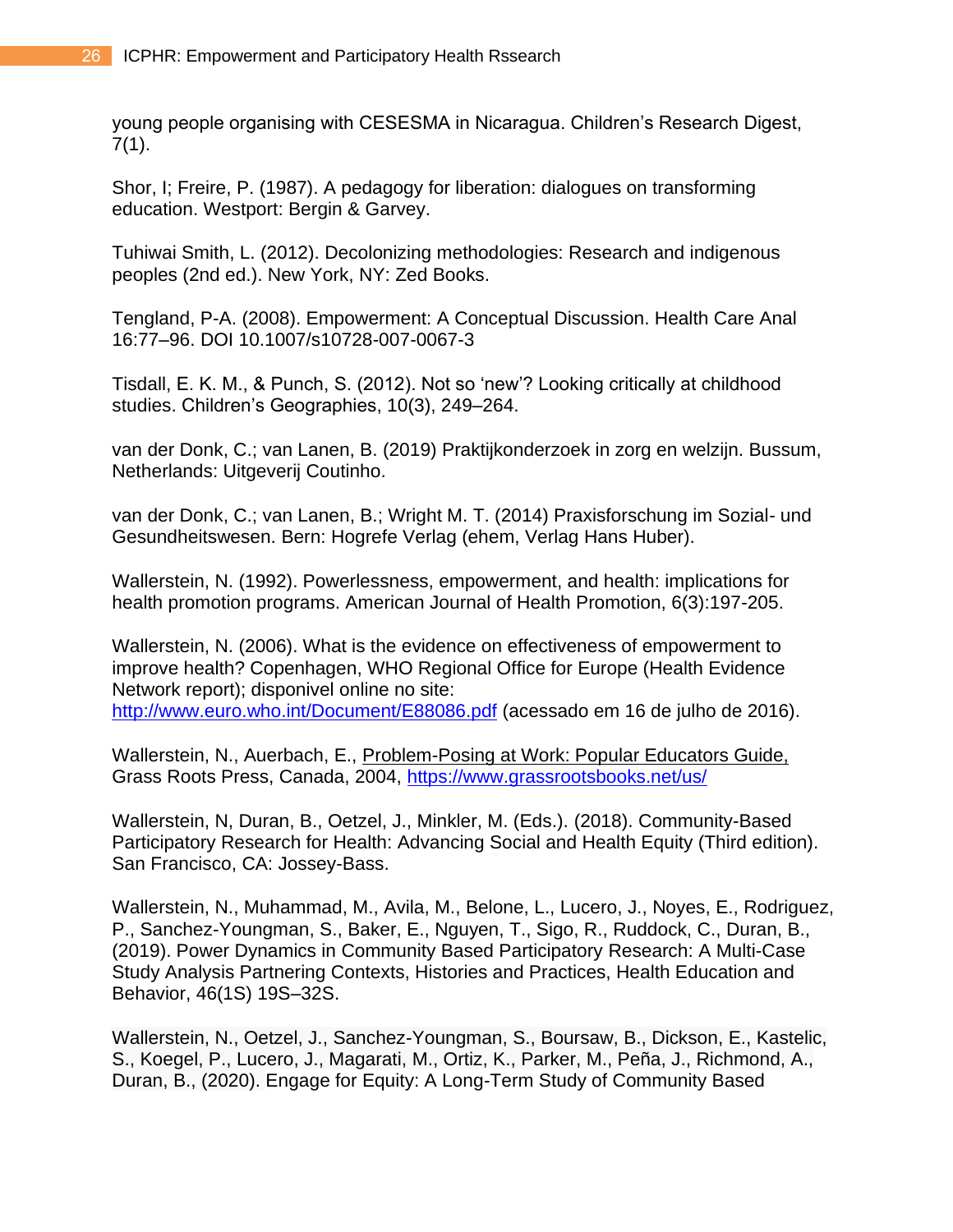young people organising with CESESMA in Nicaragua. Children's Research Digest, 7(1).

Shor, I; Freire, P. (1987). A pedagogy for liberation: dialogues on transforming education. Westport: Bergin & Garvey.

Tuhiwai Smith, L. (2012). Decolonizing methodologies: Research and indigenous peoples (2nd ed.). New York, NY: Zed Books.

Tengland, P-A. (2008). Empowerment: A Conceptual Discussion. Health Care Anal 16:77–96. DOI 10.1007/s10728-007-0067-3

Tisdall, E. K. M., & Punch, S. (2012). Not so 'new'? Looking critically at childhood studies. Children's Geographies, 10(3), 249–264.

van der Donk, C.; van Lanen, B. (2019) Praktijkonderzoek in zorg en welzijn. Bussum, Netherlands: Uitgeverij Coutinho.

van der Donk, C.; van Lanen, B.; Wright M. T. (2014) Praxisforschung im Sozial- und Gesundheitswesen. Bern: Hogrefe Verlag (ehem, Verlag Hans Huber).

Wallerstein, N. (1992). Powerlessness, empowerment, and health: implications for health promotion programs. American Journal of Health Promotion, 6(3):197-205.

Wallerstein, N. (2006). What is the evidence on effectiveness of empowerment to improve health? Copenhagen, WHO Regional Office for Europe (Health Evidence Network report); disponivel online no site: [http://www.euro.who.int/Document/E88086.pdf](http://www.euro.who.int/Document/E88086.pdf) (acessado em 16 de julho de 2016).

Wallerstein, N., Auerbach, E., Problem-Posing at Work: Popular Educators Guide, Grass Roots Press, Canada, 2004, [https://www.grassrootsbooks.net/us/](https://www.grassrootsbooks.net/us/)

Wallerstein, N, Duran, B., Oetzel, J., Minkler, M. (Eds.). (2018). Community-Based Participatory Research for Health: Advancing Social and Health Equity (Third edition). San Francisco, CA: Jossey-Bass.

Wallerstein, N., Muhammad, M., Avila, M., Belone, L., Lucero, J., Noyes, E., Rodriguez, P., Sanchez-Youngman, S., Baker, E., Nguyen, T., Sigo, R., Ruddock, C., Duran, B., (2019). Power Dynamics in Community Based Participatory Research: A Multi-Case Study Analysis Partnering Contexts, Histories and Practices, Health Education and Behavior, 46(1S) 19S–32S.

Wallerstein, N., Oetzel, J., Sanchez-Youngman, S., Boursaw, B., Dickson, E., Kastelic, S., Koegel, P., Lucero, J., Magarati, M., Ortiz, K., Parker, M., Peña, J., Richmond, A., Duran, B., (2020). Engage for Equity: A Long-Term Study of Community Based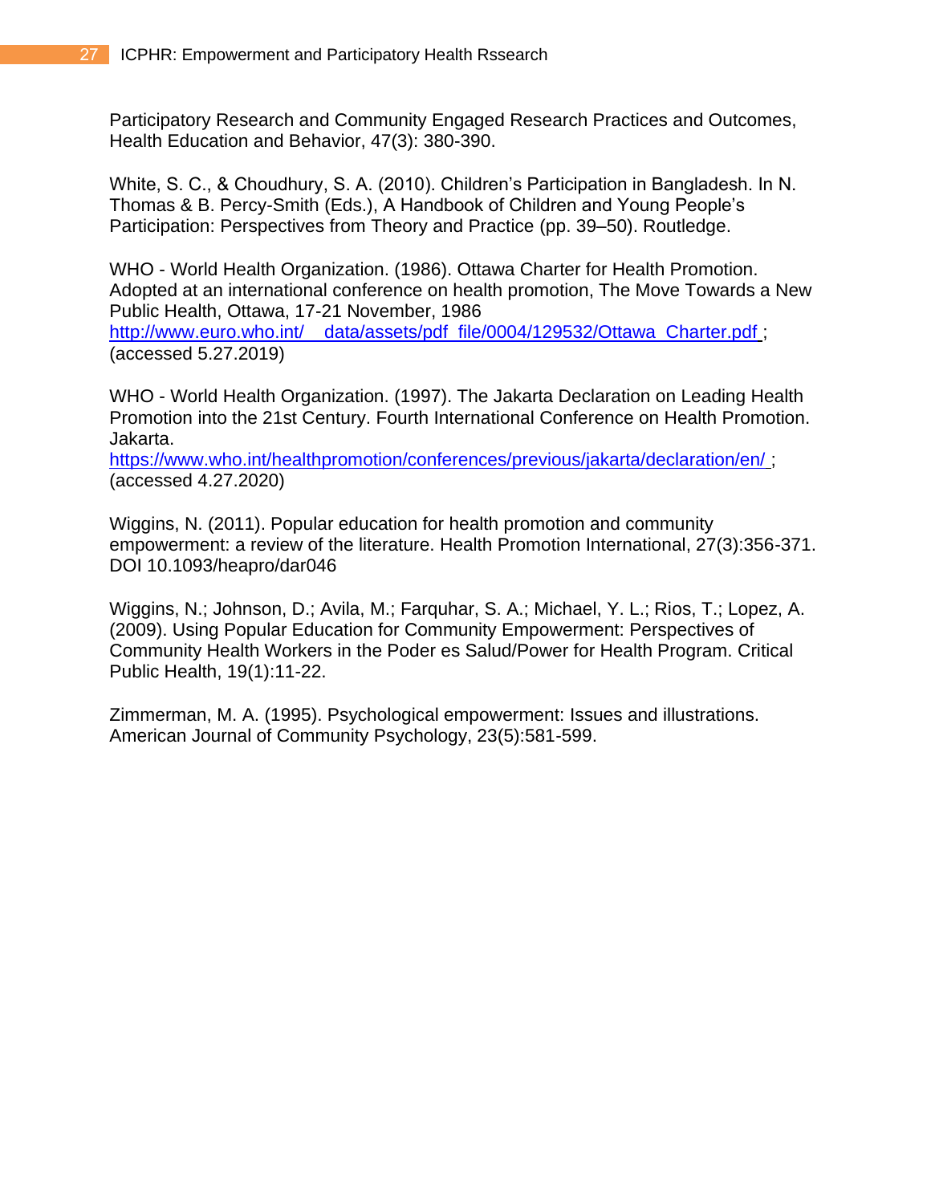Participatory Research and Community Engaged Research Practices and Outcomes, Health Education and Behavior, 47(3): 380-390.

White, S. C., & Choudhury, S. A. (2010). Children's Participation in Bangladesh. In N. Thomas & B. Percy-Smith (Eds.), A Handbook of Children and Young People's Participation: Perspectives from Theory and Practice (pp. 39–50). Routledge.

WHO - World Health Organization. (1986). Ottawa Charter for Health Promotion. Adopted at an international conference on health promotion, The Move Towards a New Public Health, Ottawa, 17-21 November, 1986 http://www.euro.who.int/__data/assets/pdf_file/0004/129532/Ottawa_Charter.pdf ; (accessed 5.27.2019)

WHO - World Health Organization. (1997). The Jakarta Declaration on Leading Health Promotion into the 21st Century. Fourth International Conference on Health Promotion. Jakarta.
https://www.who.int/healthpromotion/conferences/previous/jakarta/declaration/en/ ; (accessed 4.27.2020)

Wiggins, N. (2011). Popular education for health promotion and community empowerment: a review of the literature. Health Promotion International, 27(3):356-371. DOI 10.1093/heapro/dar046

Wiggins, N.; Johnson, D.; Avila, M.; Farquhar, S. A.; Michael, Y. L.; Rios, T.; Lopez, A. (2009). Using Popular Education for Community Empowerment: Perspectives of Community Health Workers in the Poder es Salud/Power for Health Program. Critical Public Health, 19(1):11-22.

Zimmerman, M. A. (1995). Psychological empowerment: Issues and illustrations. American Journal of Community Psychology, 23(5):581-599.